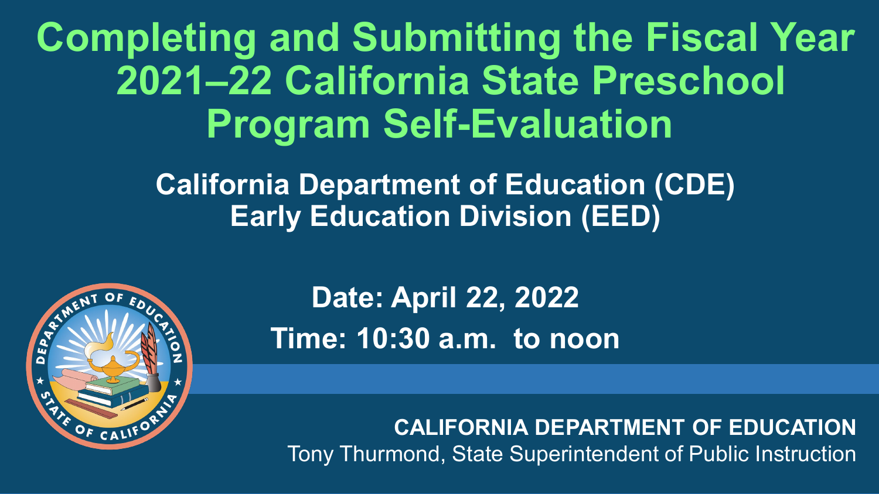# Completing and Submitting the Fiscal Year 2021–22 California State Preschool Program Self-Evaluation

**California Department of Education (CDE)**
**Early Education Division (EED)**

**Date: April 22, 2022**

**Time: 10:30 a.m. to noon**

**CALIFORNIA DEPARTMENT OF EDUCATION**
Tony Thurmond, State Superintendent of Public Instruction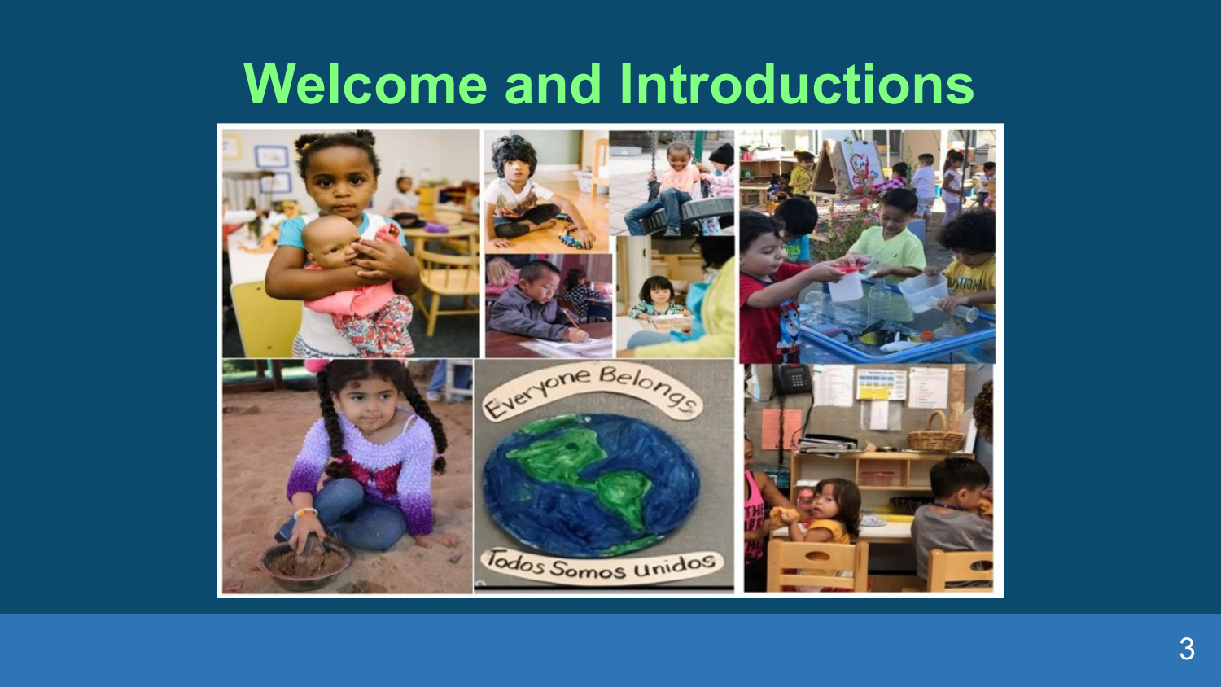# Welcome and Introductions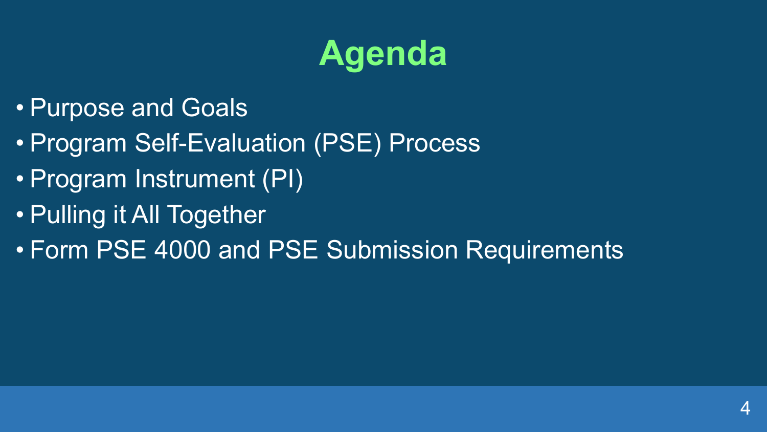# Agenda

- Purpose and Goals
- Program Self-Evaluation (PSE) Process
- Program Instrument (PI)
- Pulling it All Together
- Form PSE 4000 and PSE Submission Requirements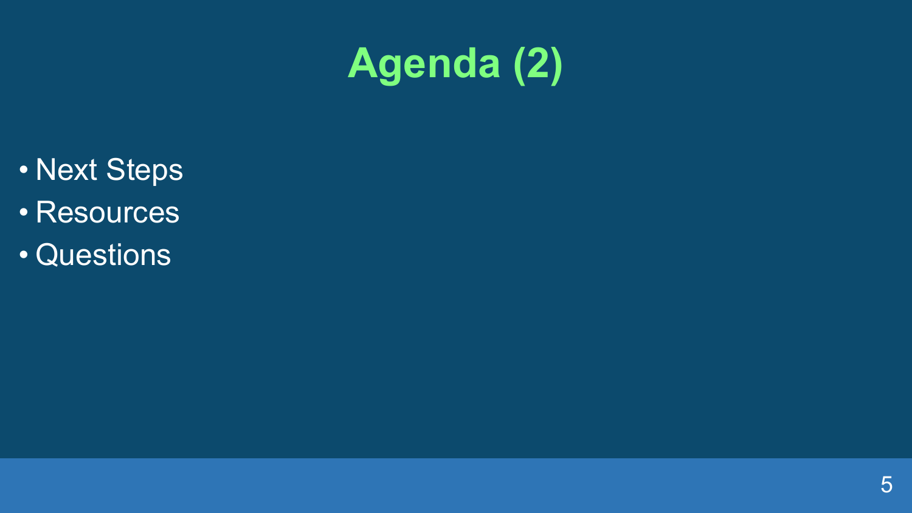# Agenda (2)

- Next Steps
- Resources
- Questions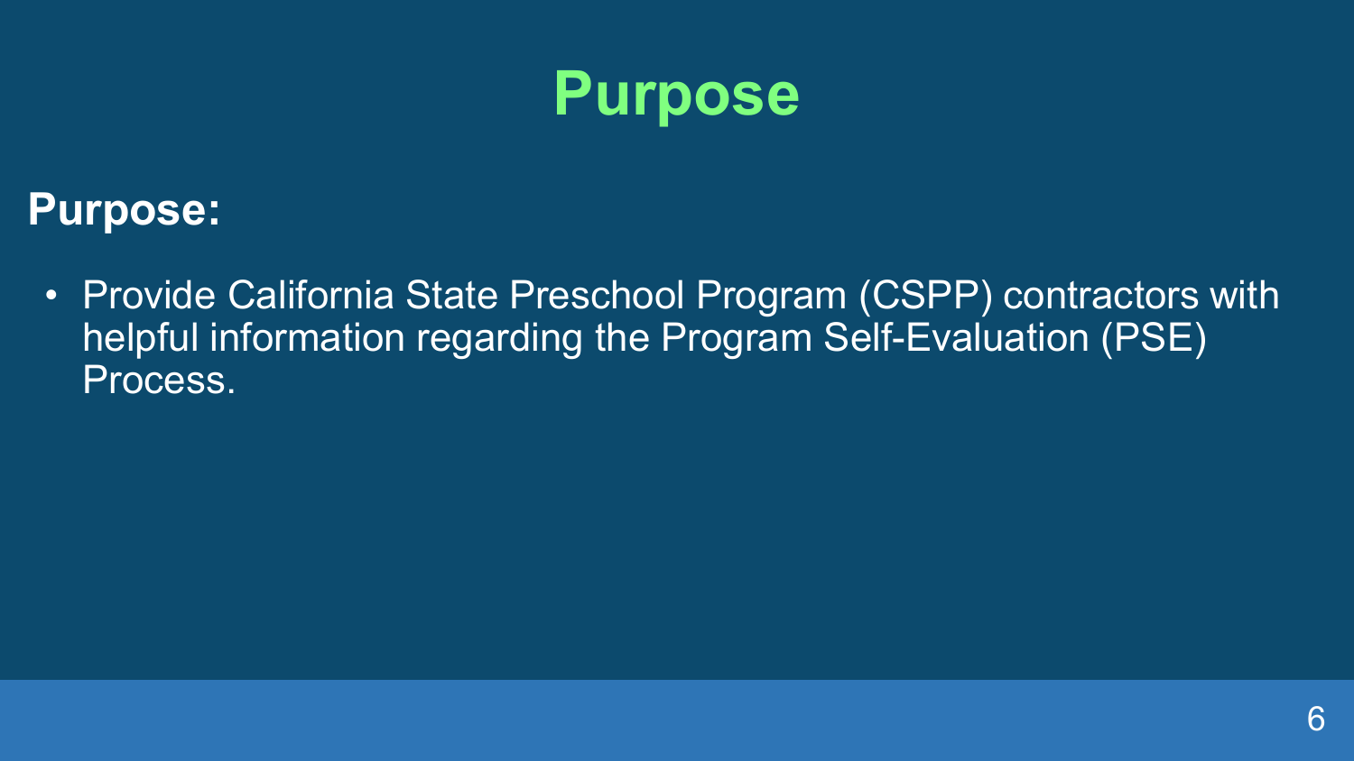# Purpose

**Purpose:**

- Provide California State Preschool Program (CSPP) contractors with helpful information regarding the Program Self-Evaluation (PSE) Process.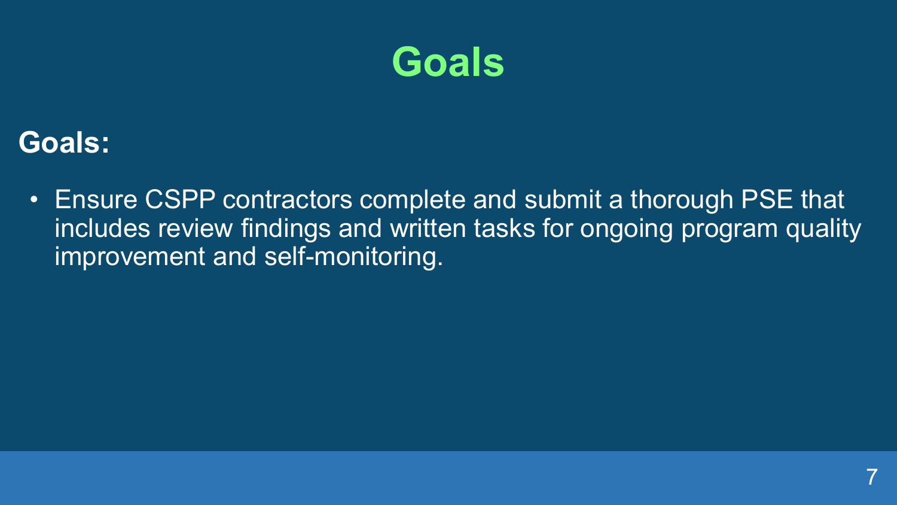# Goals

**Goals:**

- Ensure CSPP contractors complete and submit a thorough PSE that includes review findings and written tasks for ongoing program quality improvement and self-monitoring.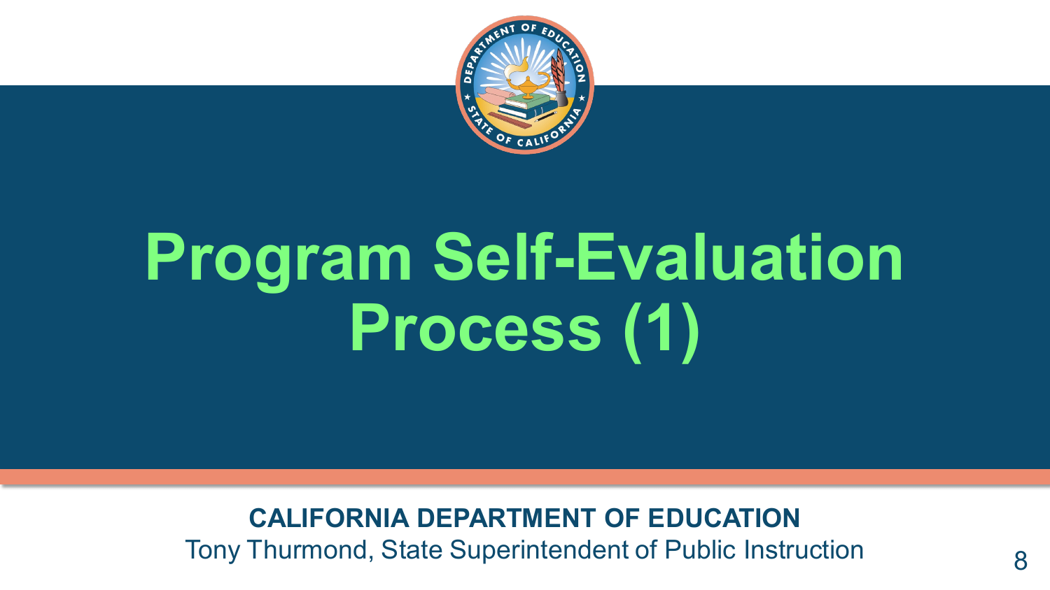# Program Self-Evaluation Process (1)

**CALIFORNIA DEPARTMENT OF EDUCATION**
Tony Thurmond, State Superintendent of Public Instruction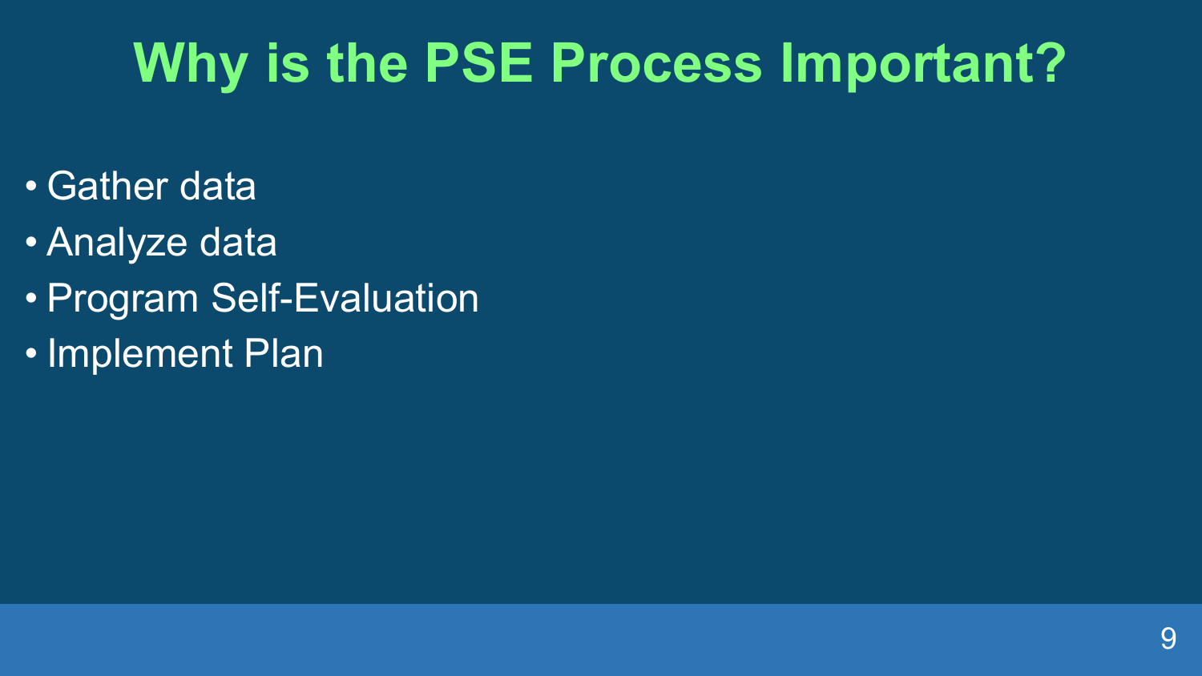# Why is the PSE Process Important?

- Gather data
- Analyze data
- Program Self-Evaluation
- Implement Plan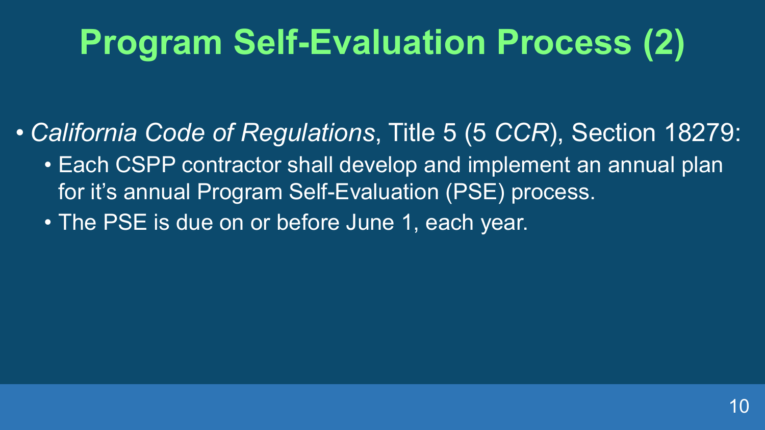# Program Self-Evaluation Process (2)

- *California Code of Regulations*, Title 5 (5 *CCR*), Section 18279:
  - Each CSPP contractor shall develop and implement an annual plan for it's annual Program Self-Evaluation (PSE) process.
  - The PSE is due on or before June 1, each year.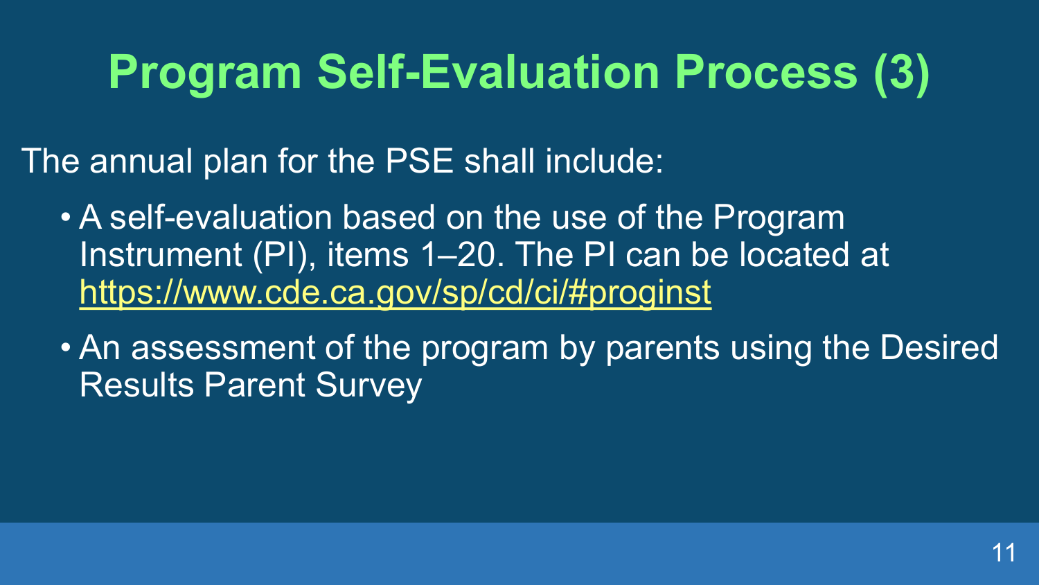# Program Self-Evaluation Process (3)

The annual plan for the PSE shall include:

- A self-evaluation based on the use of the Program Instrument (PI), items 1–20. The PI can be located at [https://www.cde.ca.gov/sp/cd/ci/#proginst](https://www.cde.ca.gov/sp/cd/ci/#proginst)
- An assessment of the program by parents using the Desired Results Parent Survey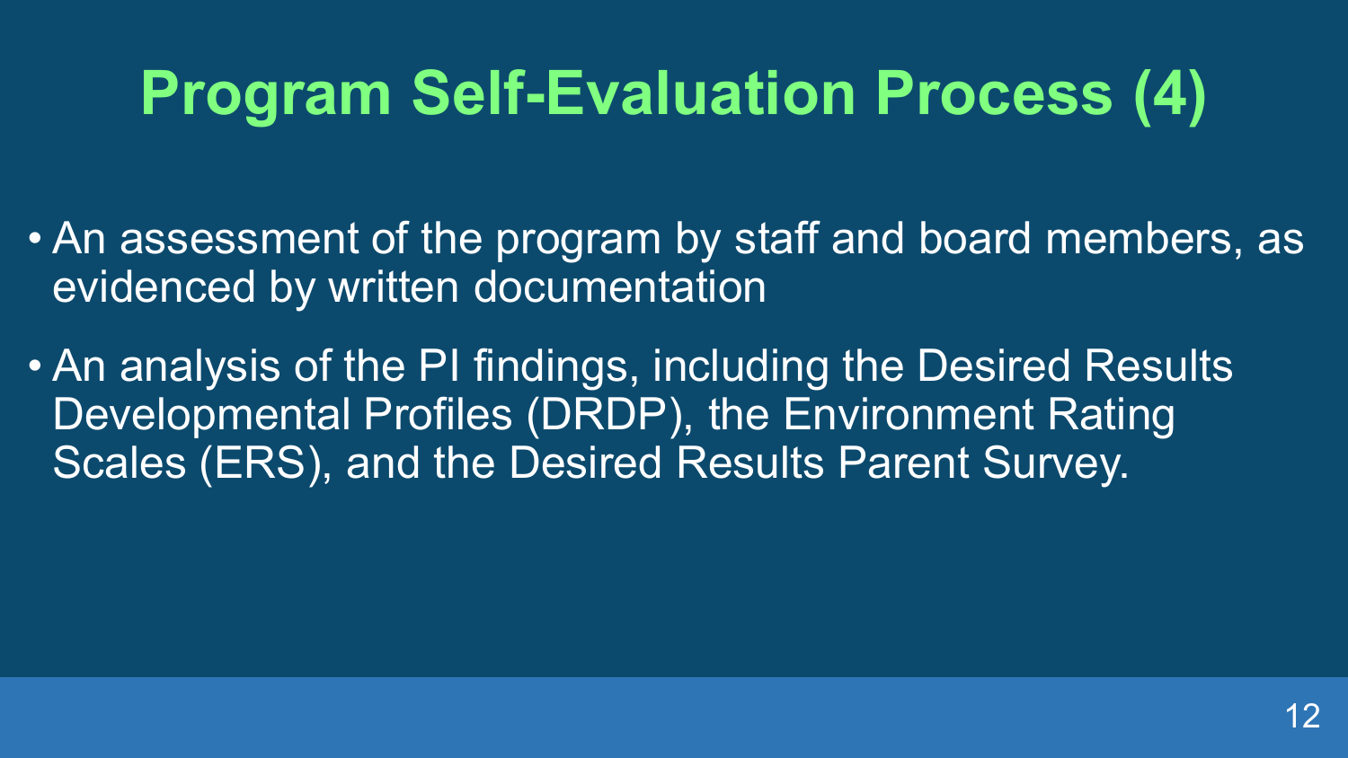# Program Self-Evaluation Process (4)

- An assessment of the program by staff and board members, as evidenced by written documentation
- An analysis of the PI findings, including the Desired Results Developmental Profiles (DRDP), the Environment Rating Scales (ERS), and the Desired Results Parent Survey.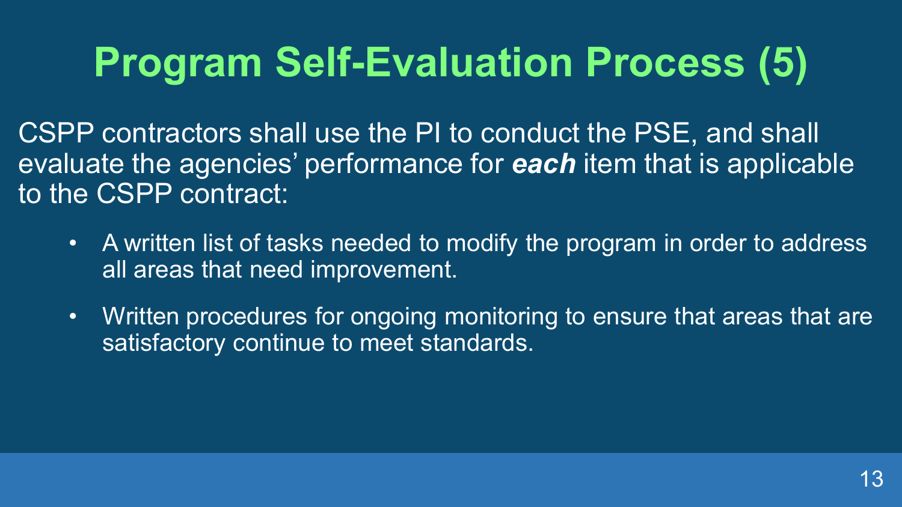# Program Self-Evaluation Process (5)

CSPP contractors shall use the PI to conduct the PSE, and shall evaluate the agencies' performance for ***each*** item that is applicable to the CSPP contract:

- A written list of tasks needed to modify the program in order to address all areas that need improvement.
- Written procedures for ongoing monitoring to ensure that areas that are satisfactory continue to meet standards.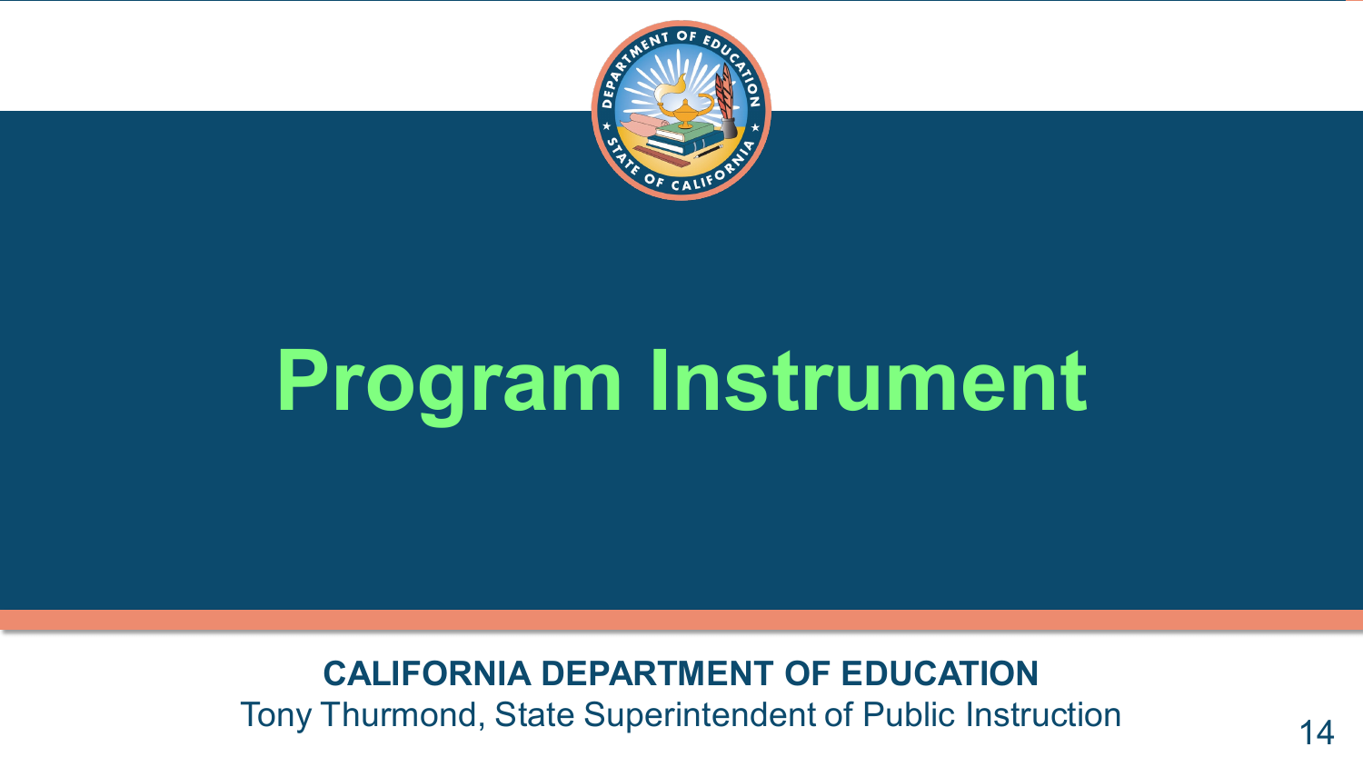# Program Instrument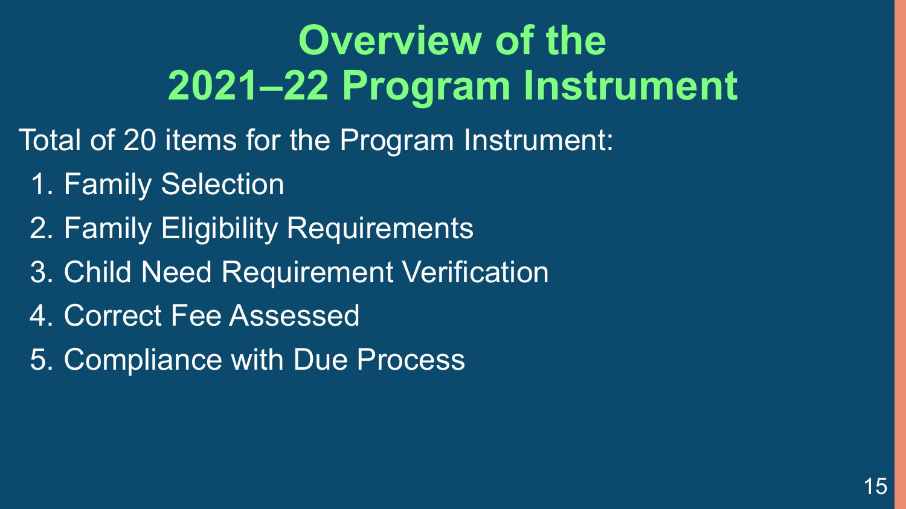# Overview of the 2021–22 Program Instrument

Total of 20 items for the Program Instrument:

1. Family Selection
2. Family Eligibility Requirements
3. Child Need Requirement Verification
4. Correct Fee Assessed
5. Compliance with Due Process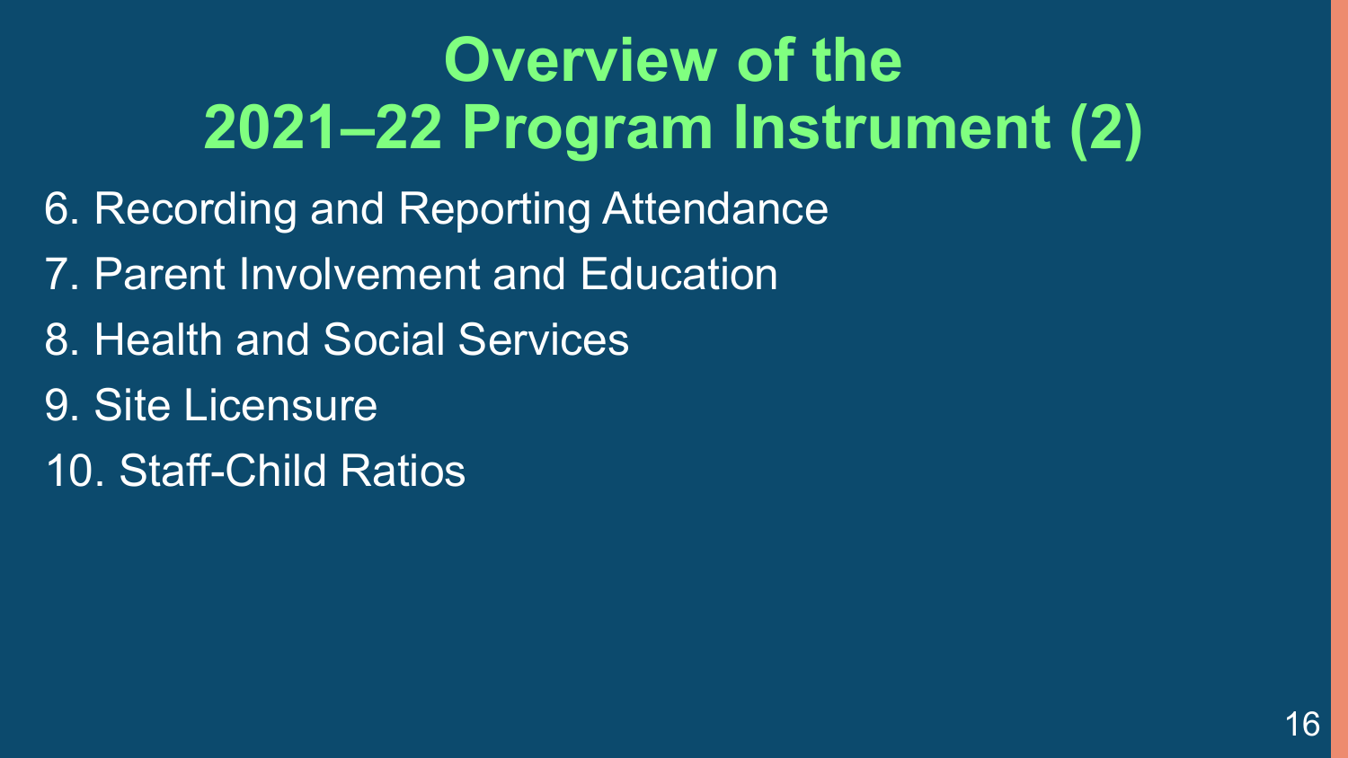# Overview of the 2021–22 Program Instrument (2)

6. Recording and Reporting Attendance
7. Parent Involvement and Education
8. Health and Social Services
9. Site Licensure
10. Staff-Child Ratios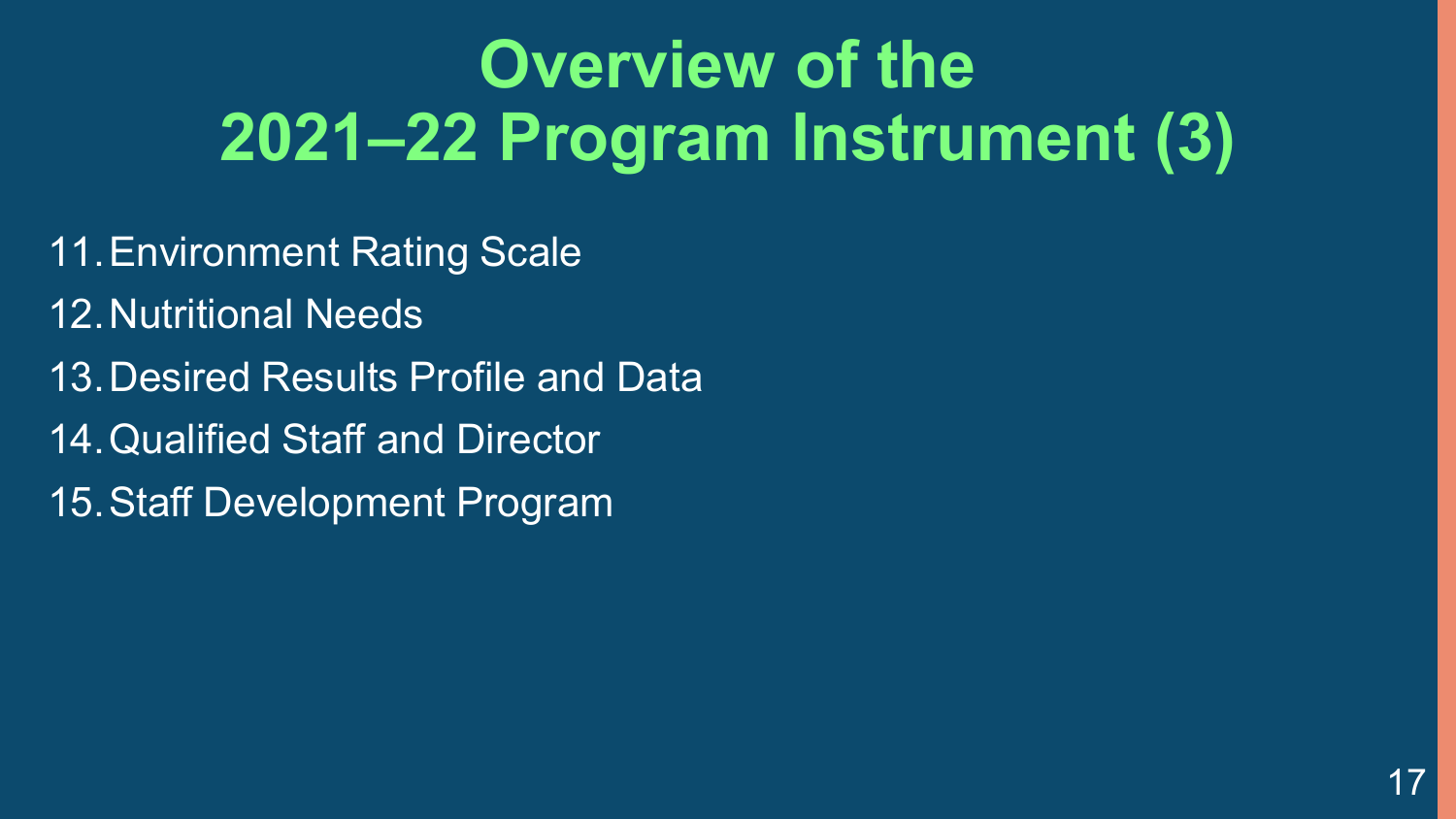# Overview of the 2021–22 Program Instrument (3)

11. Environment Rating Scale
12. Nutritional Needs
13. Desired Results Profile and Data
14. Qualified Staff and Director
15. Staff Development Program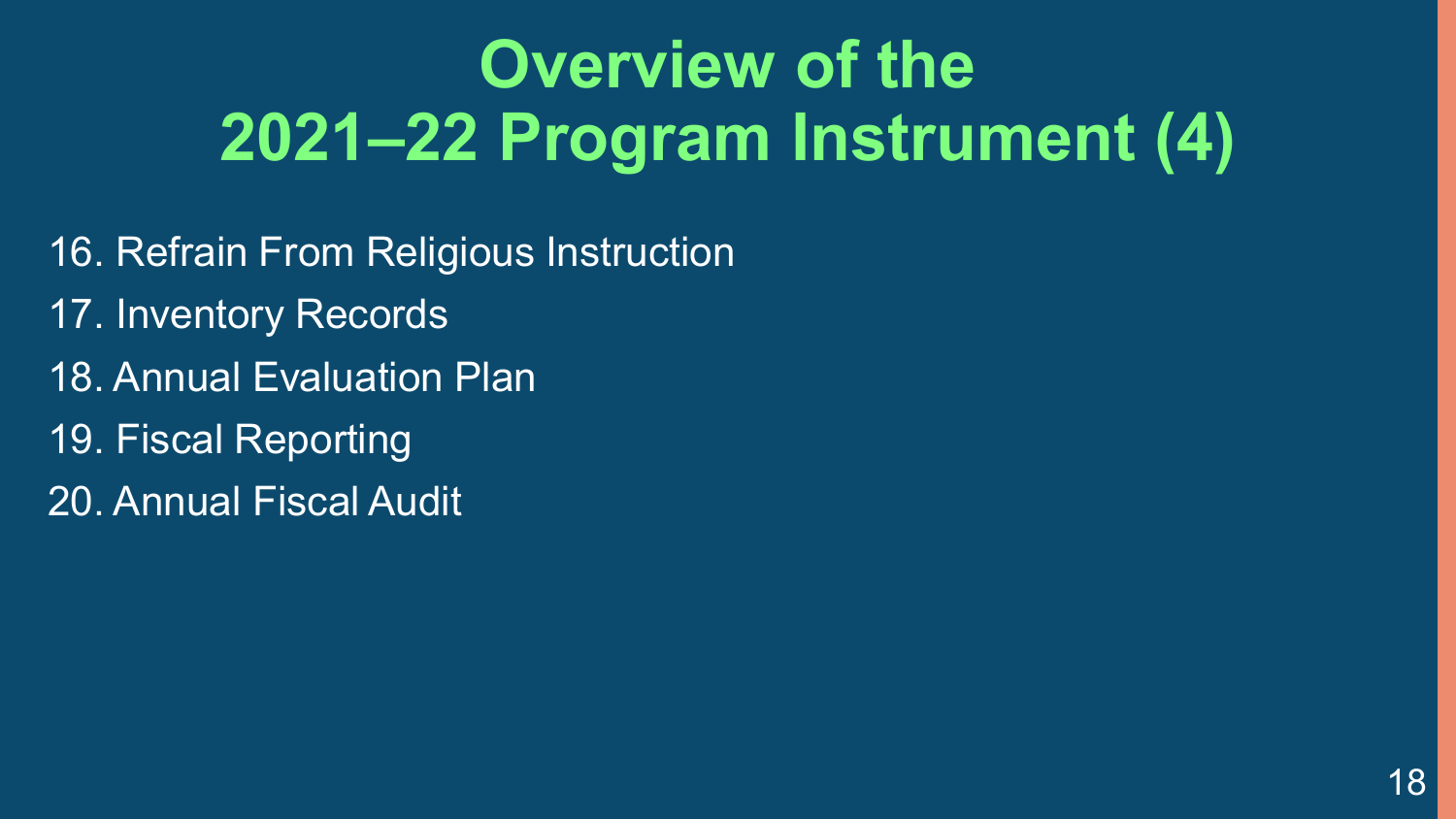# Overview of the 2021–22 Program Instrument (4)

16. Refrain From Religious Instruction
17. Inventory Records
18. Annual Evaluation Plan
19. Fiscal Reporting
20. Annual Fiscal Audit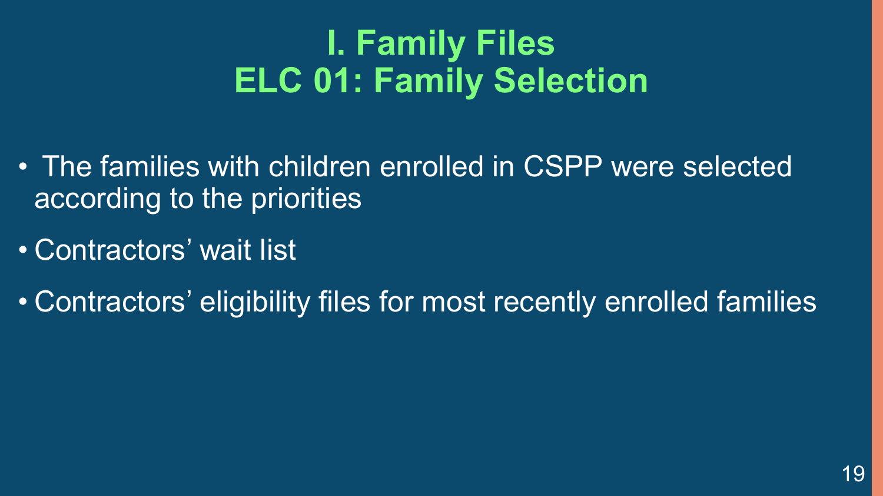# I. Family Files
# ELC 01: Family Selection

- The families with children enrolled in CSPP were selected according to the priorities
- Contractors' wait list
- Contractors' eligibility files for most recently enrolled families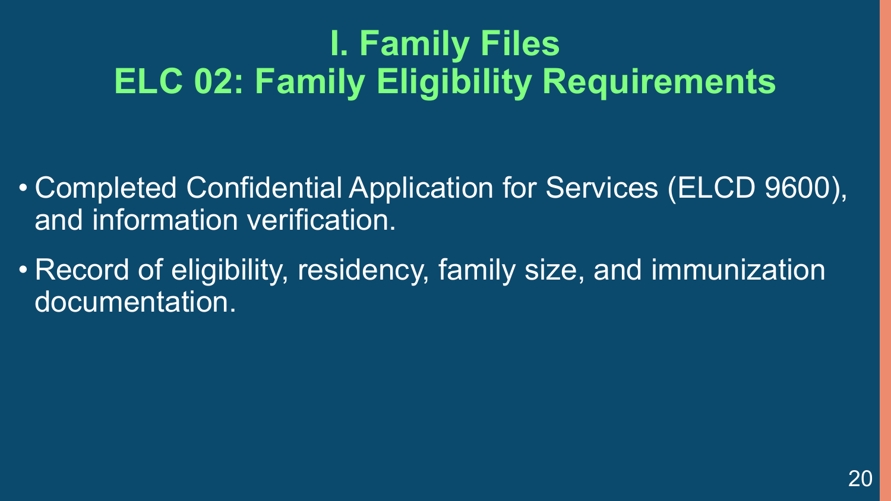# I. Family Files
# ELC 02: Family Eligibility Requirements

- Completed Confidential Application for Services (ELCD 9600), and information verification.
- Record of eligibility, residency, family size, and immunization documentation.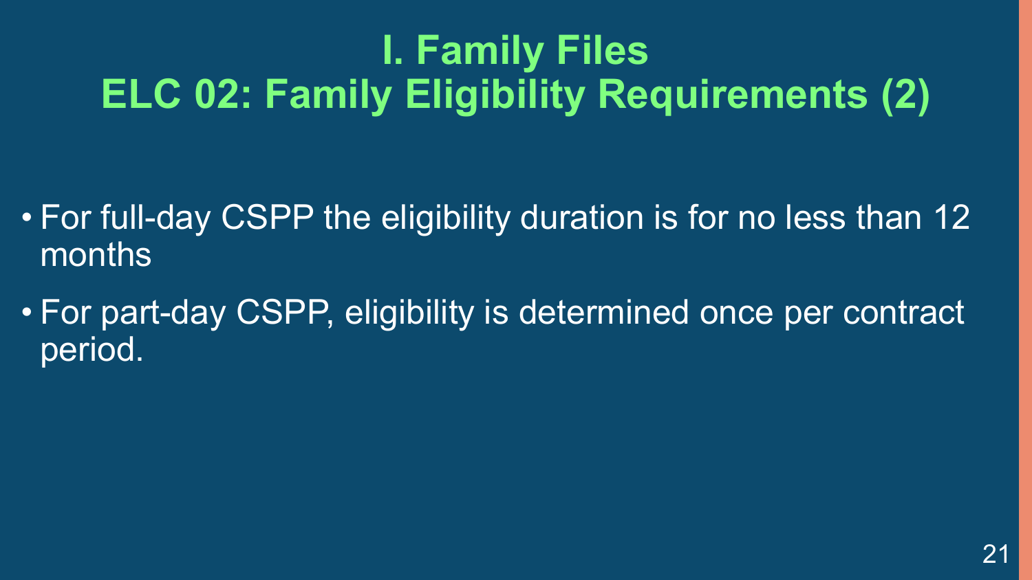# I. Family Files
# ELC 02: Family Eligibility Requirements (2)

- For full-day CSPP the eligibility duration is for no less than 12 months
- For part-day CSPP, eligibility is determined once per contract period.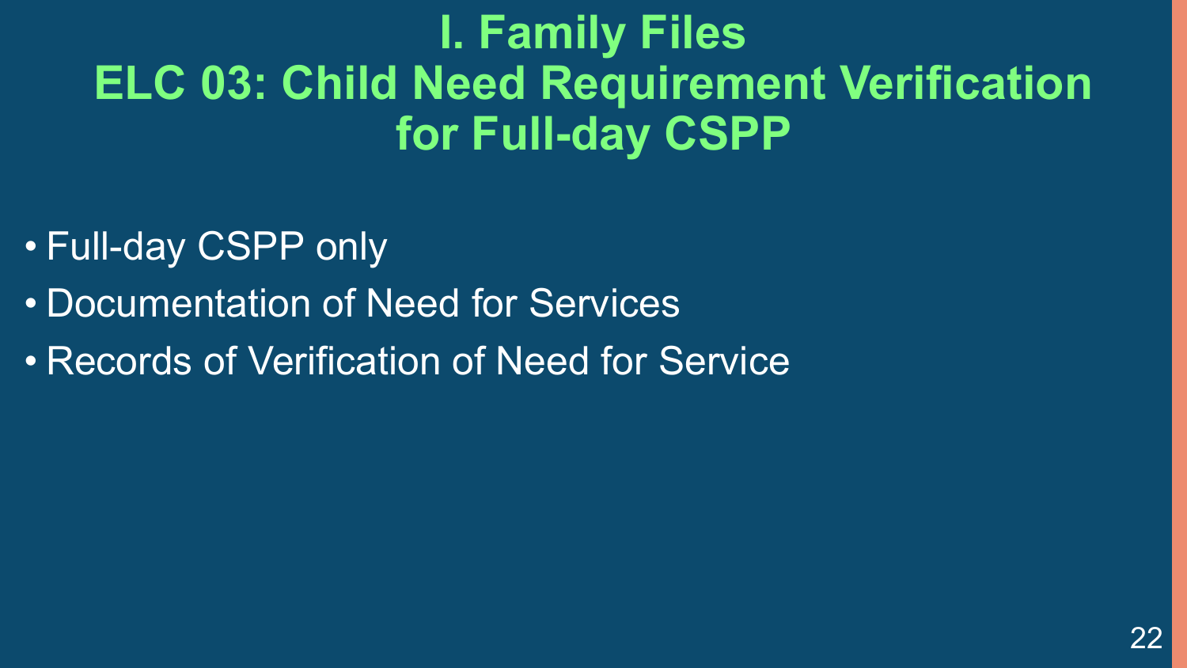# I. Family Files
# ELC 03: Child Need Requirement Verification for Full-day CSPP

- Full-day CSPP only
- Documentation of Need for Services
- Records of Verification of Need for Service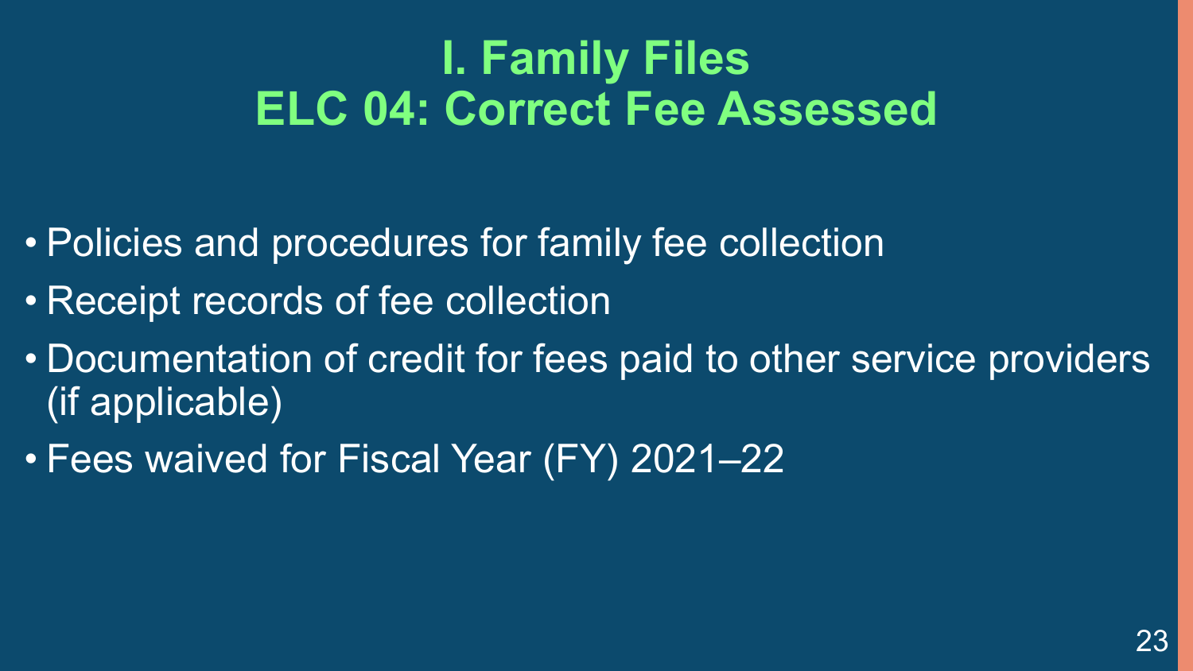# I. Family Files
# ELC 04: Correct Fee Assessed

- Policies and procedures for family fee collection
- Receipt records of fee collection
- Documentation of credit for fees paid to other service providers (if applicable)
- Fees waived for Fiscal Year (FY) 2021–22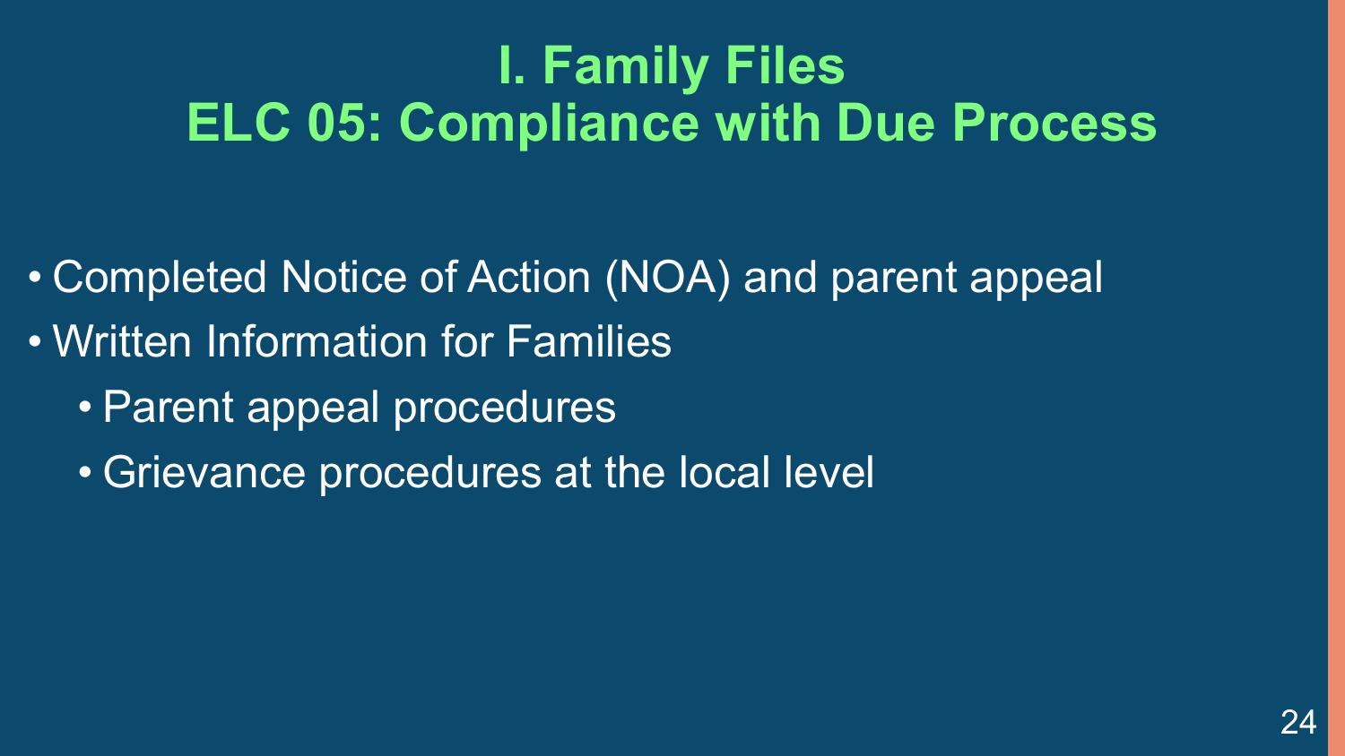# I. Family Files
# ELC 05: Compliance with Due Process

- Completed Notice of Action (NOA) and parent appeal
- Written Information for Families
  - Parent appeal procedures
  - Grievance procedures at the local level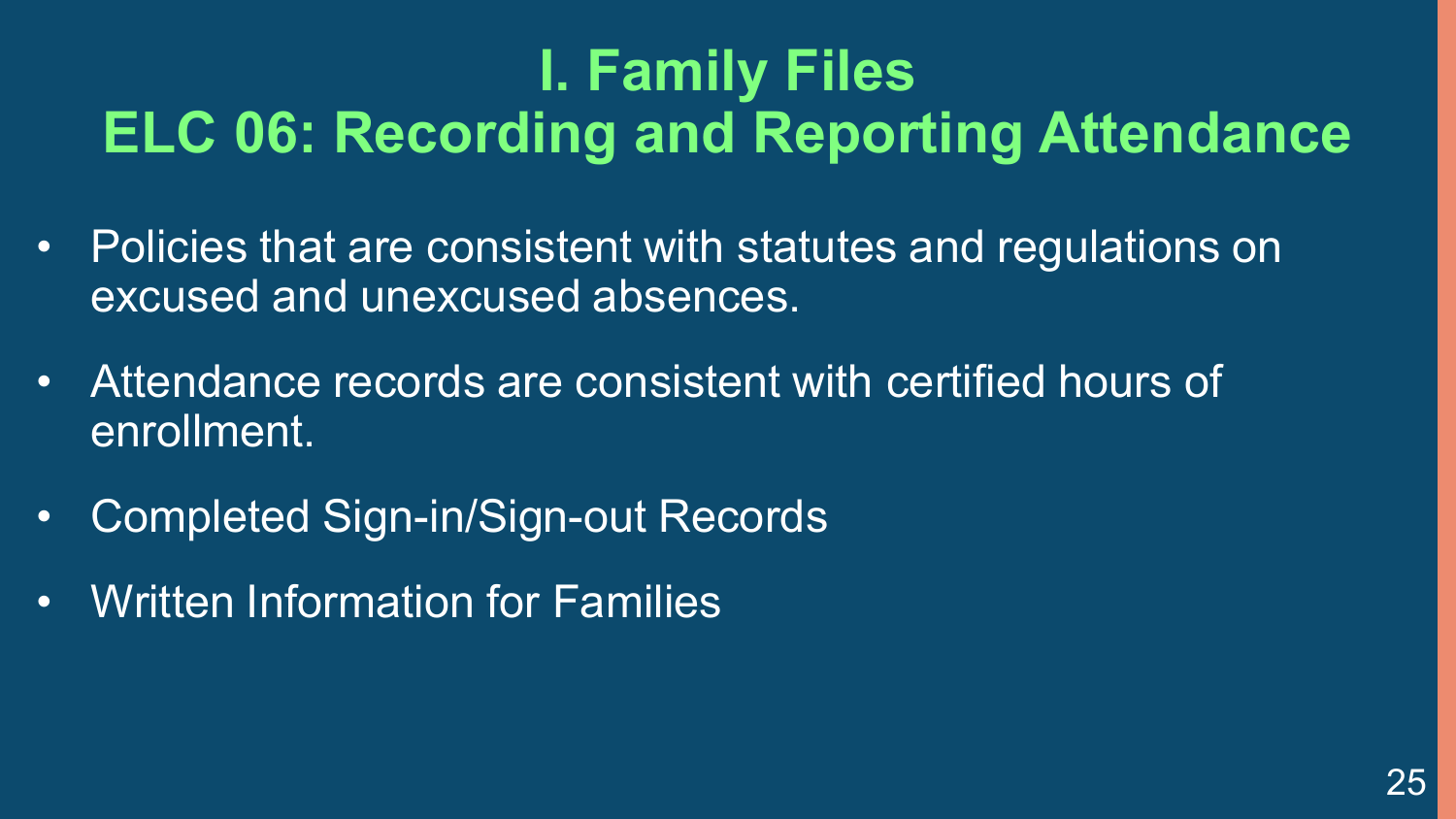# I. Family Files
# ELC 06: Recording and Reporting Attendance

- Policies that are consistent with statutes and regulations on excused and unexcused absences.
- Attendance records are consistent with certified hours of enrollment.
- Completed Sign-in/Sign-out Records
- Written Information for Families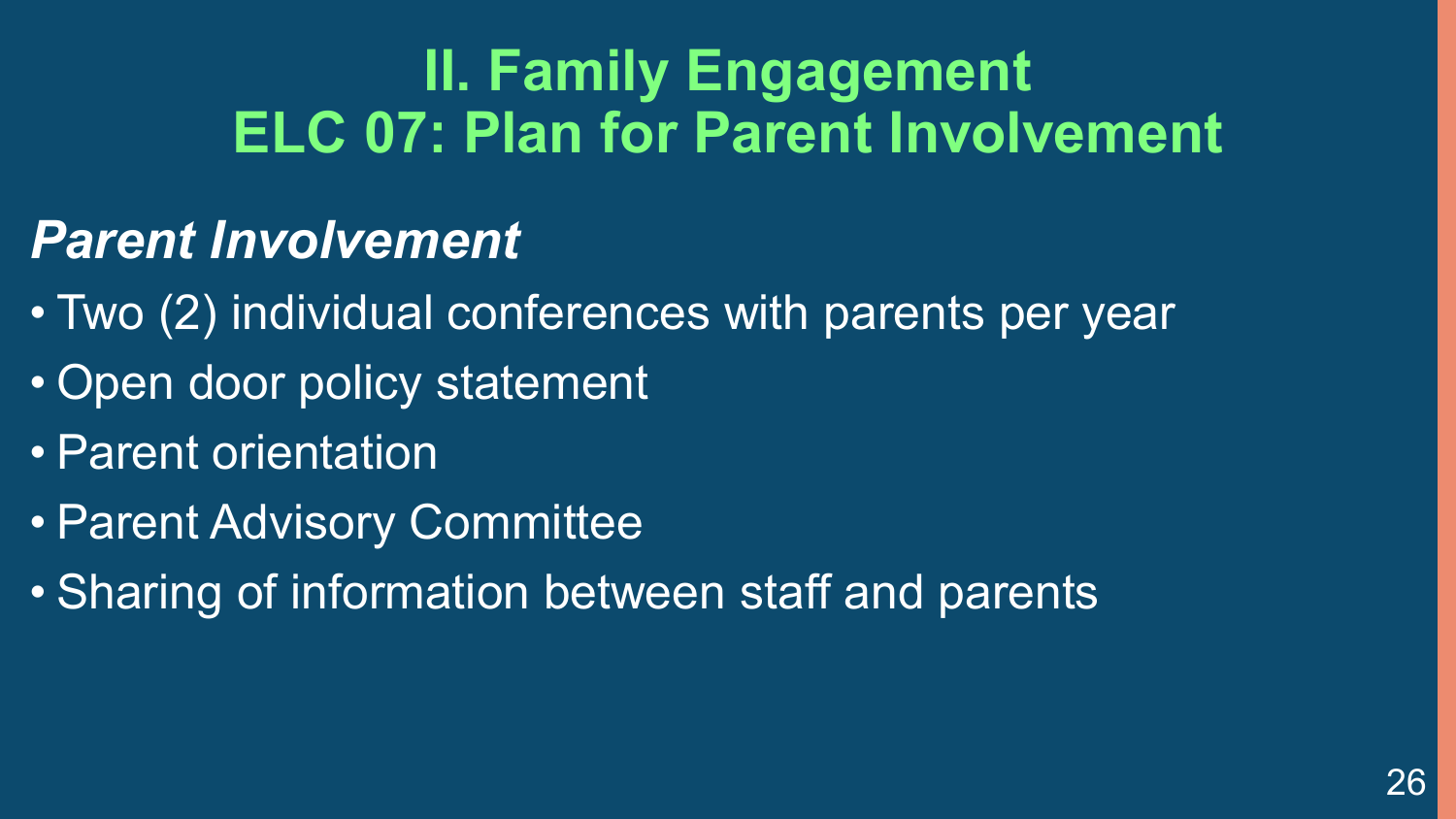# II. Family Engagement
# ELC 07: Plan for Parent Involvement

## *Parent Involvement*

- Two (2) individual conferences with parents per year
- Open door policy statement
- Parent orientation
- Parent Advisory Committee
- Sharing of information between staff and parents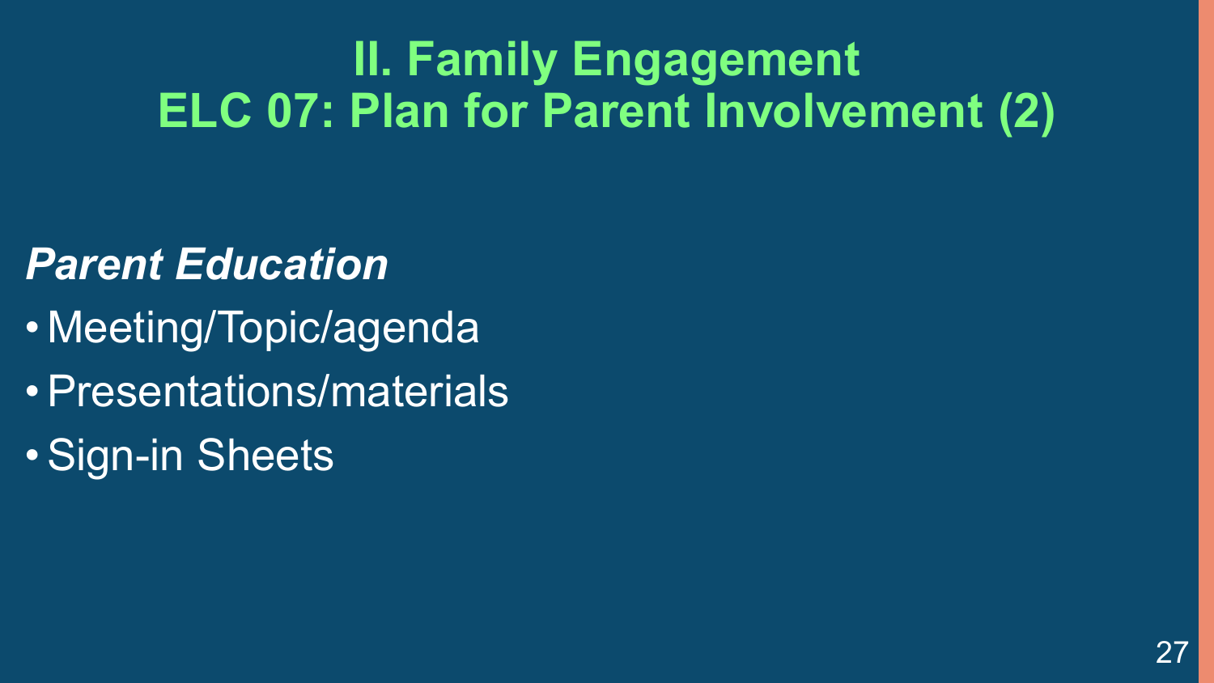# II. Family Engagement
# ELC 07: Plan for Parent Involvement (2)

***Parent Education***

- Meeting/Topic/agenda
- Presentations/materials
- Sign-in Sheets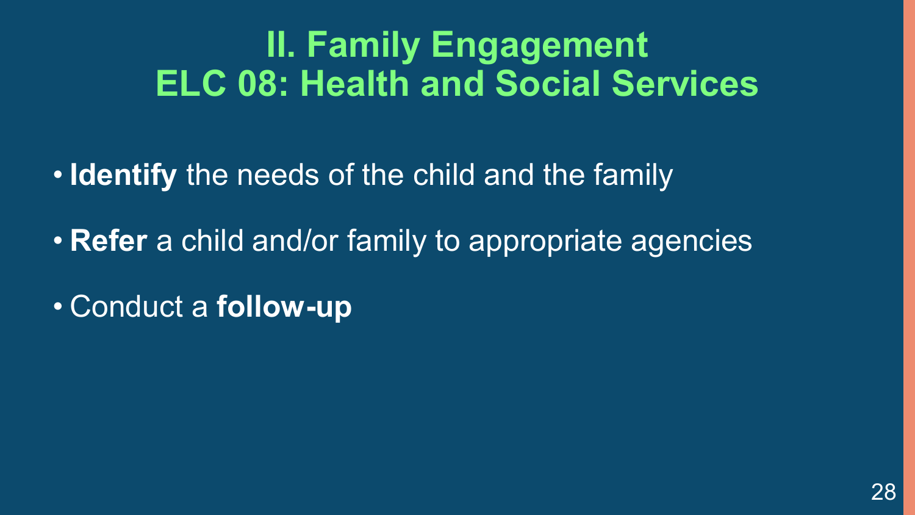# II. Family Engagement
# ELC 08: Health and Social Services

- **Identify** the needs of the child and the family
- **Refer** a child and/or family to appropriate agencies
- Conduct a **follow-up**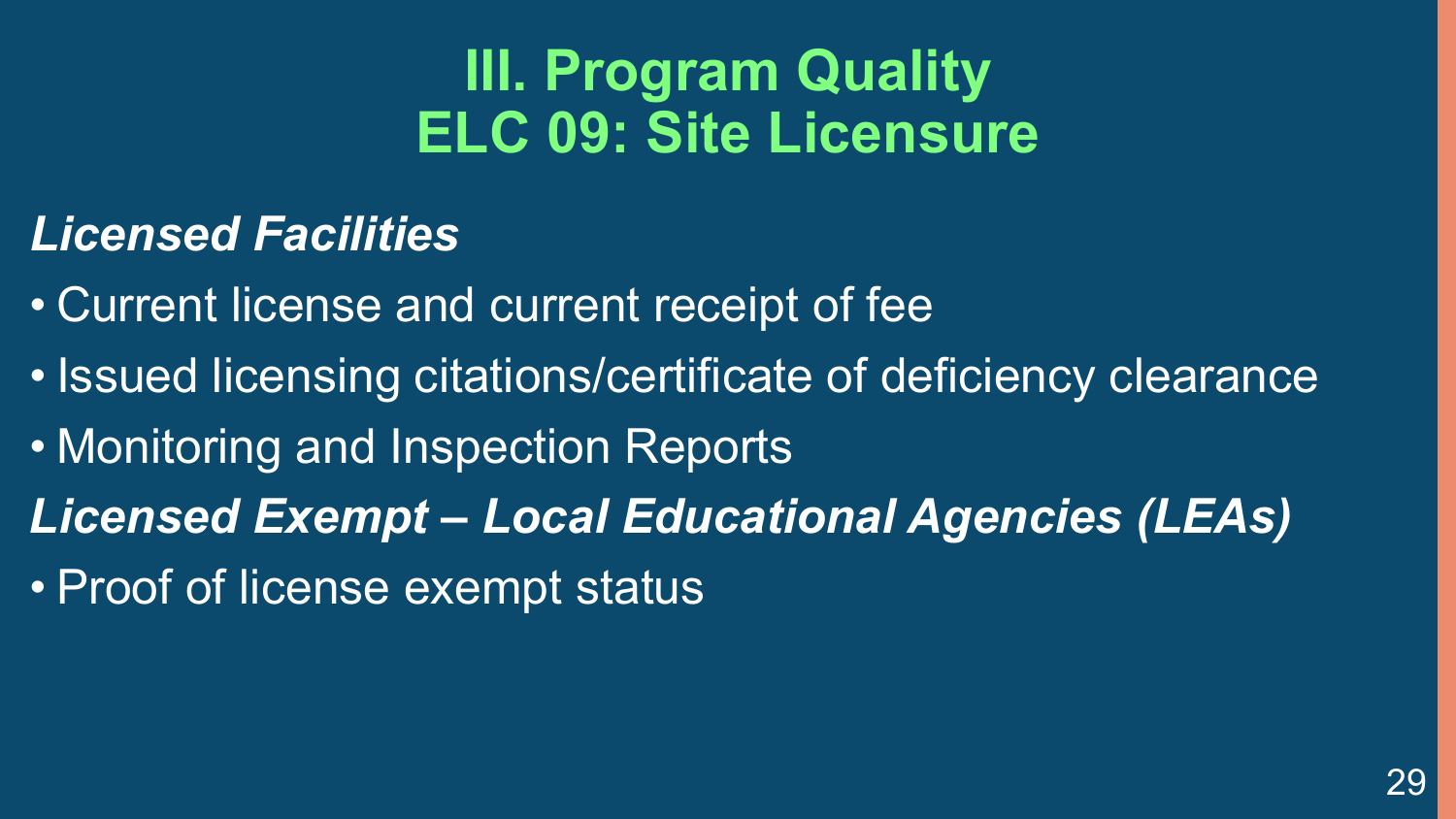# III. Program Quality
# ELC 09: Site Licensure

***Licensed Facilities***

- Current license and current receipt of fee
- Issued licensing citations/certificate of deficiency clearance
- Monitoring and Inspection Reports

***Licensed Exempt – Local Educational Agencies (LEAs)***

- Proof of license exempt status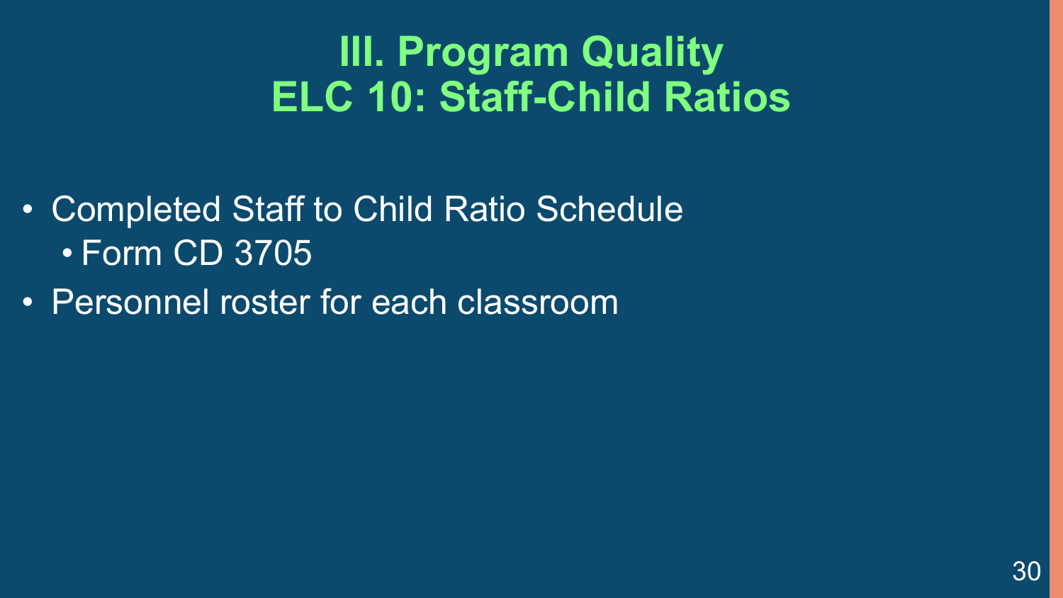# III. Program Quality
## ELC 10: Staff-Child Ratios

- Completed Staff to Child Ratio Schedule
  - Form CD 3705
- Personnel roster for each classroom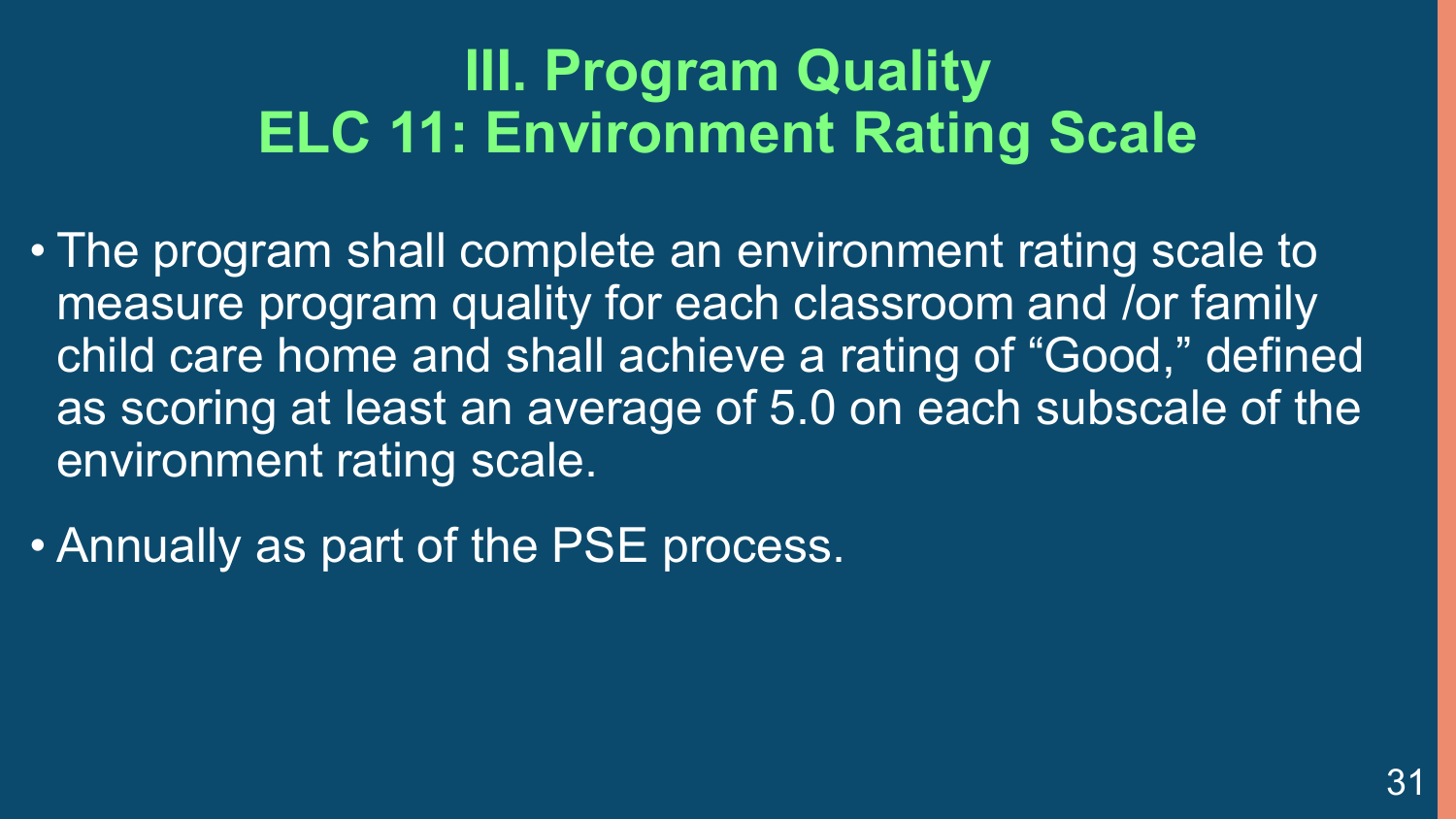# III. Program Quality
# ELC 11: Environment Rating Scale

- The program shall complete an environment rating scale to measure program quality for each classroom and /or family child care home and shall achieve a rating of "Good," defined as scoring at least an average of 5.0 on each subscale of the environment rating scale.
- Annually as part of the PSE process.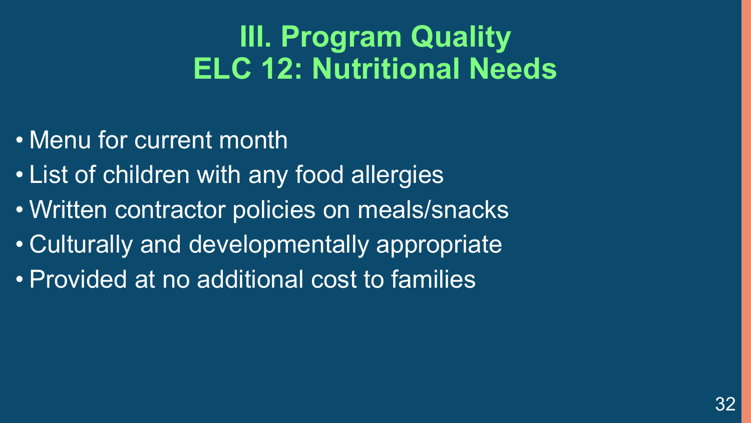# III. Program Quality
# ELC 12: Nutritional Needs

- Menu for current month
- List of children with any food allergies
- Written contractor policies on meals/snacks
- Culturally and developmentally appropriate
- Provided at no additional cost to families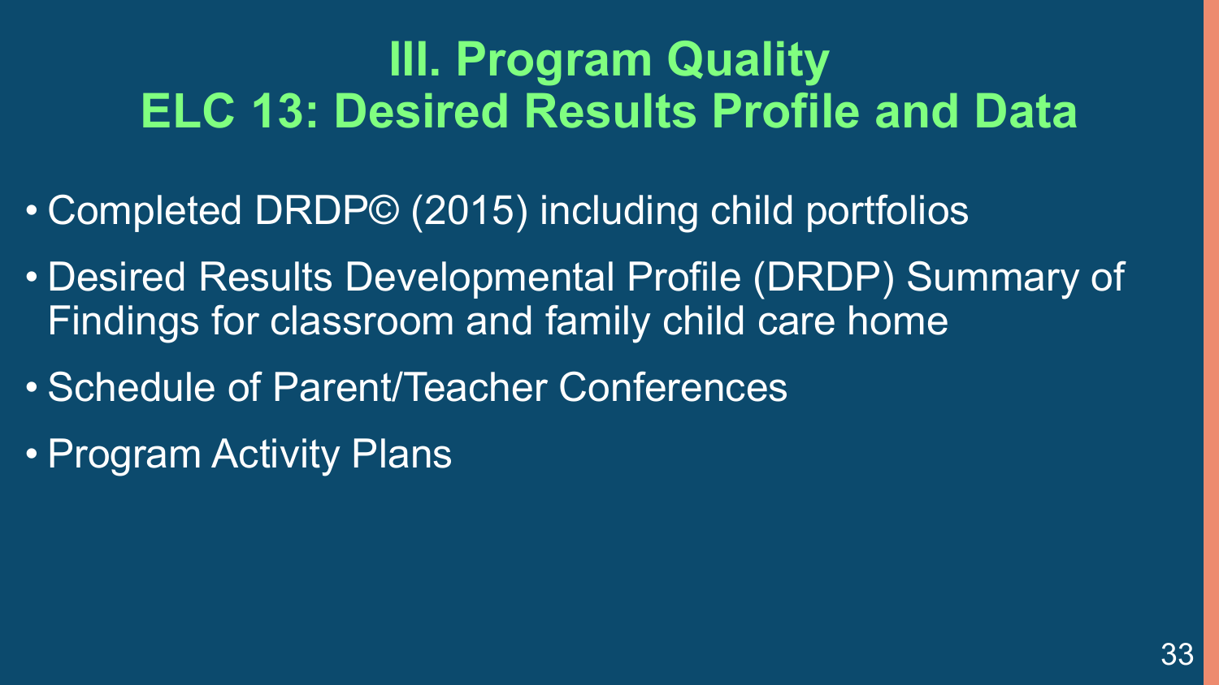# III. Program Quality
# ELC 13: Desired Results Profile and Data

- Completed DRDP© (2015) including child portfolios
- Desired Results Developmental Profile (DRDP) Summary of Findings for classroom and family child care home
- Schedule of Parent/Teacher Conferences
- Program Activity Plans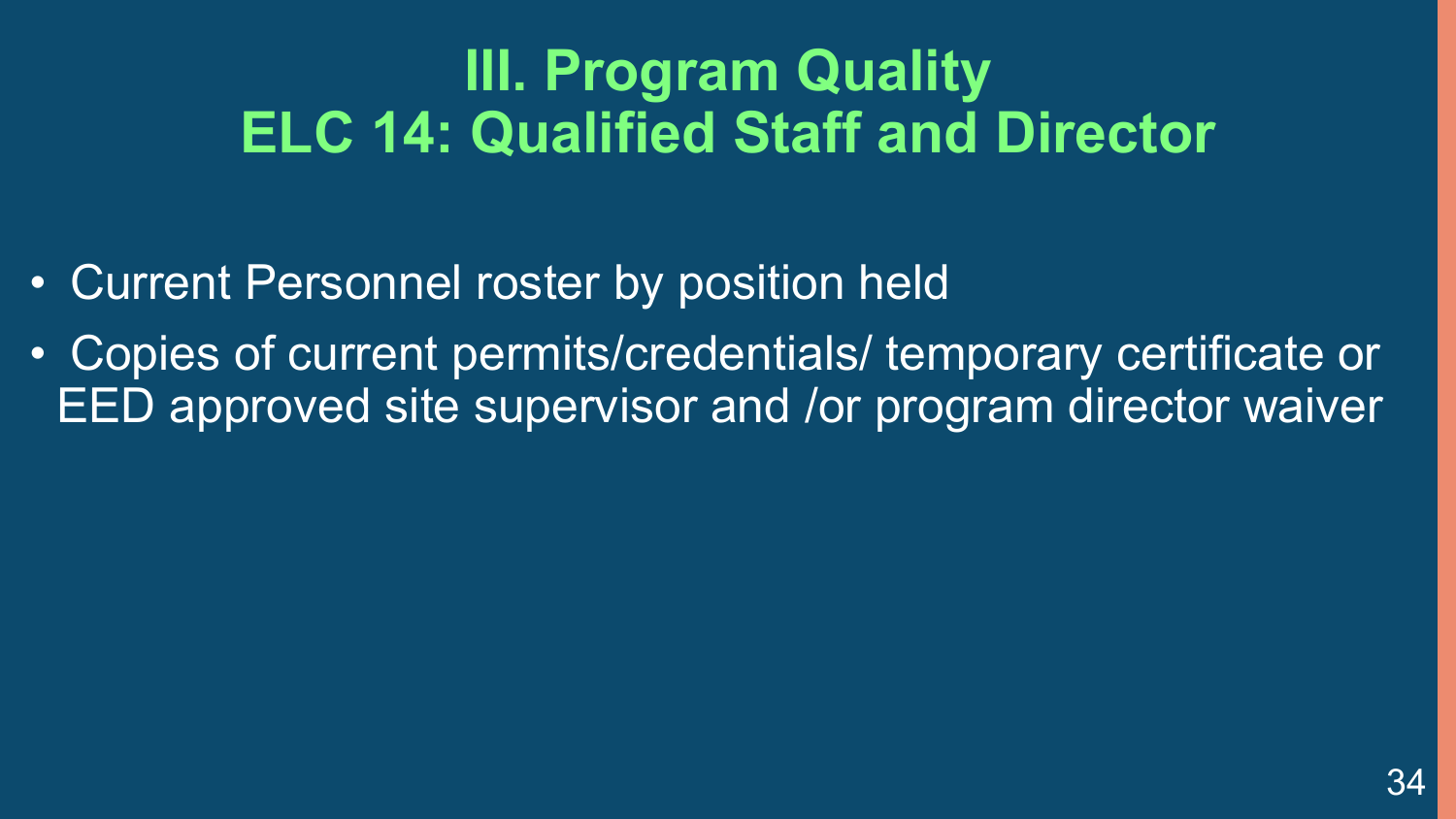# III. Program Quality
# ELC 14: Qualified Staff and Director

- Current Personnel roster by position held
- Copies of current permits/credentials/ temporary certificate or EED approved site supervisor and /or program director waiver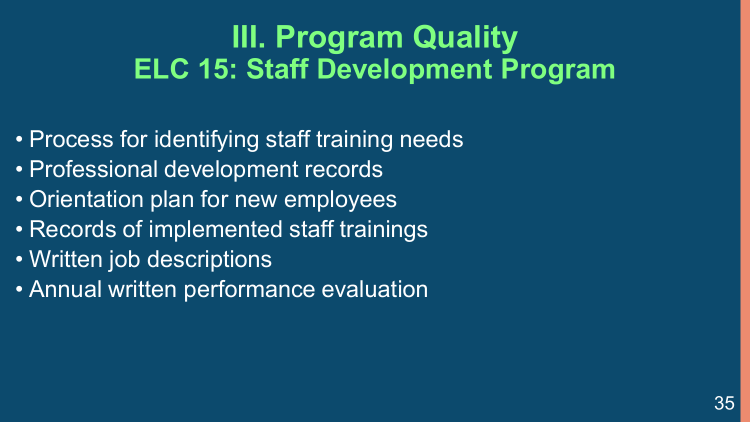# III. Program Quality

## ELC 15: Staff Development Program

- Process for identifying staff training needs
- Professional development records
- Orientation plan for new employees
- Records of implemented staff trainings
- Written job descriptions
- Annual written performance evaluation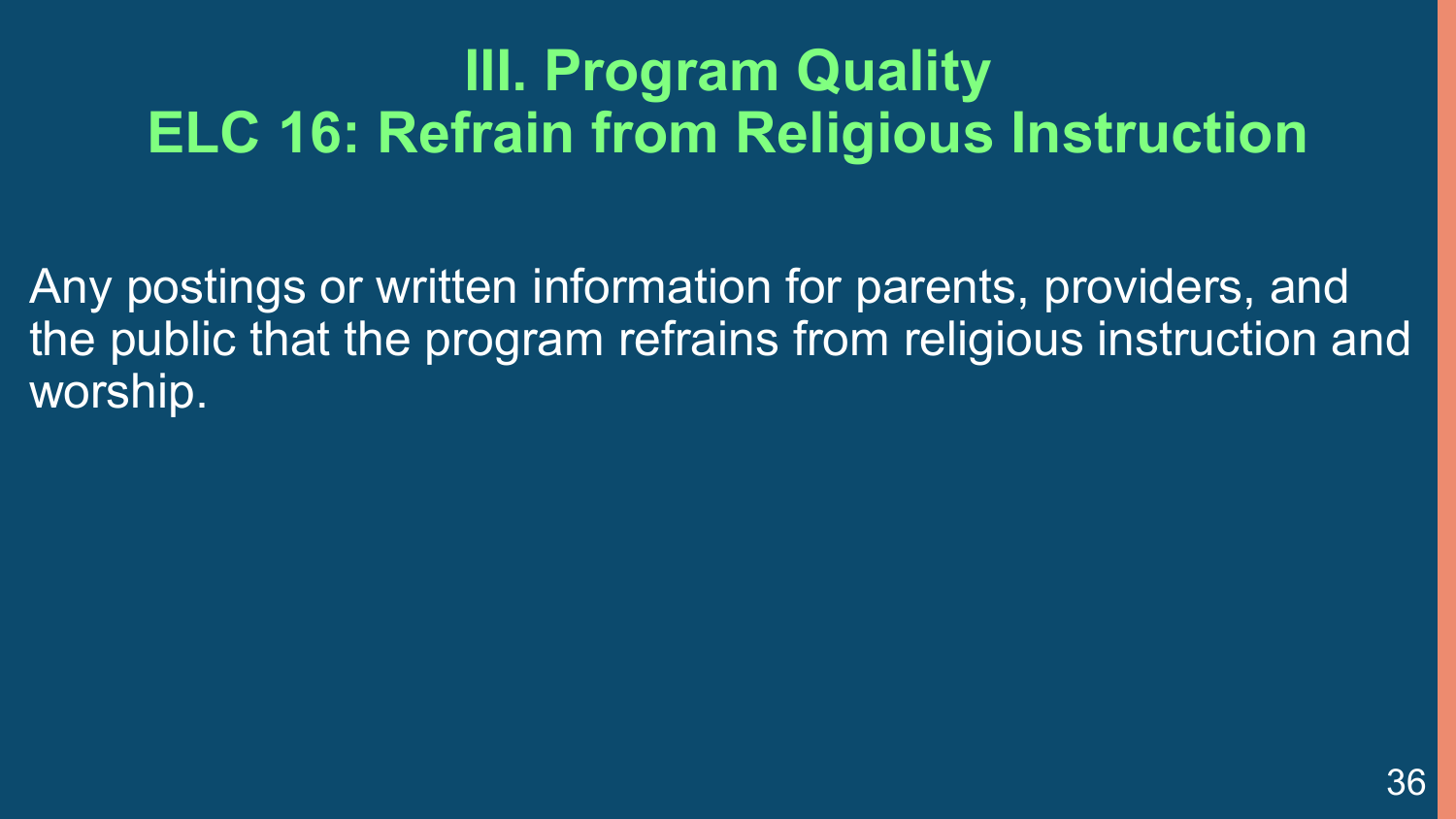# III. Program Quality
# ELC 16: Refrain from Religious Instruction

Any postings or written information for parents, providers, and the public that the program refrains from religious instruction and worship.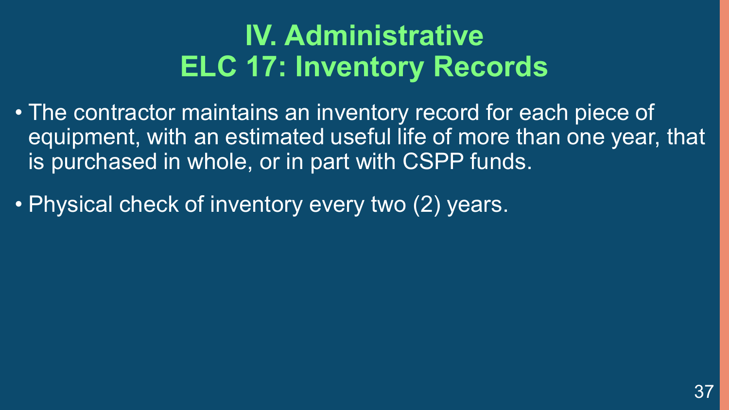# IV. Administrative
# ELC 17: Inventory Records

- The contractor maintains an inventory record for each piece of equipment, with an estimated useful life of more than one year, that is purchased in whole, or in part with CSPP funds.
- Physical check of inventory every two (2) years.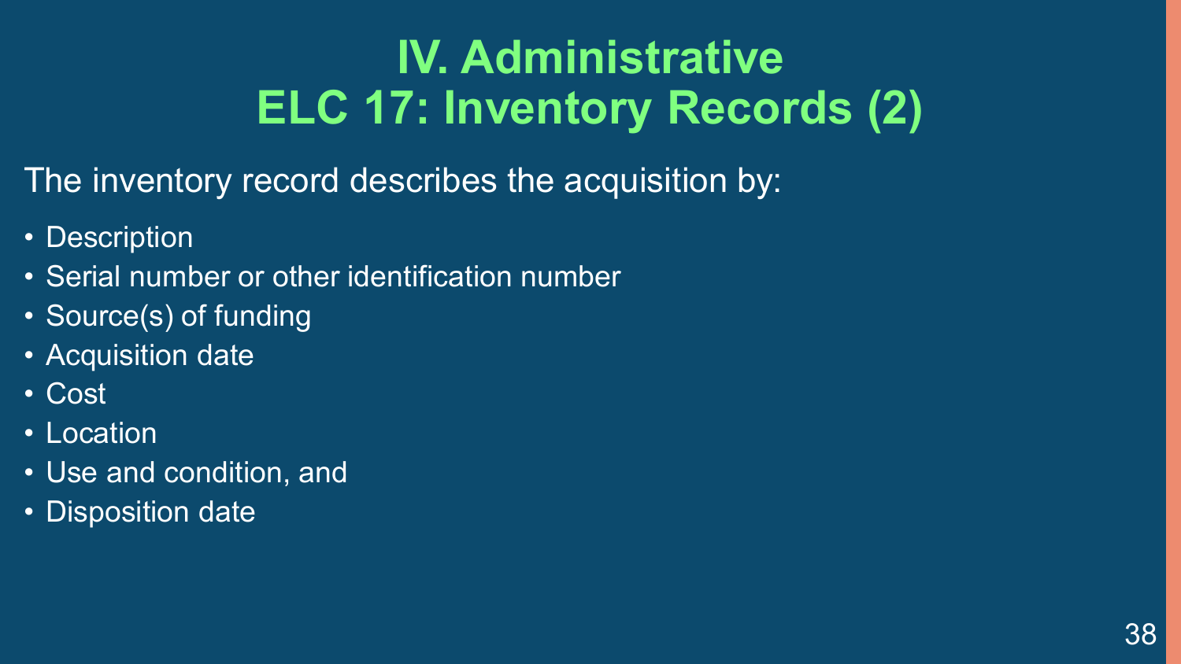# IV. Administrative
# ELC 17: Inventory Records (2)

The inventory record describes the acquisition by:

- Description
- Serial number or other identification number
- Source(s) of funding
- Acquisition date
- Cost
- Location
- Use and condition, and
- Disposition date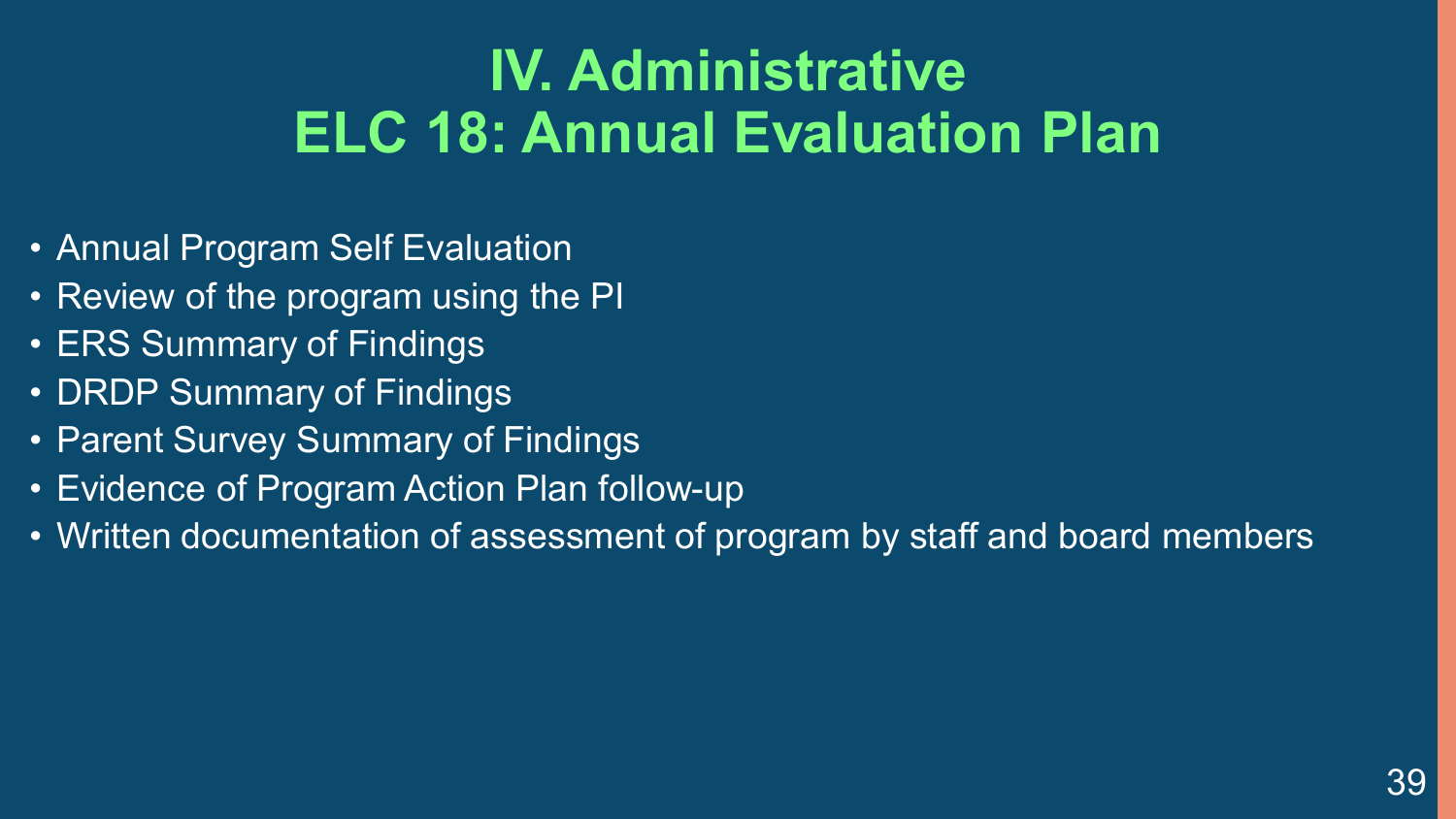# IV. Administrative
# ELC 18: Annual Evaluation Plan

- Annual Program Self Evaluation
- Review of the program using the PI
- ERS Summary of Findings
- DRDP Summary of Findings
- Parent Survey Summary of Findings
- Evidence of Program Action Plan follow-up
- Written documentation of assessment of program by staff and board members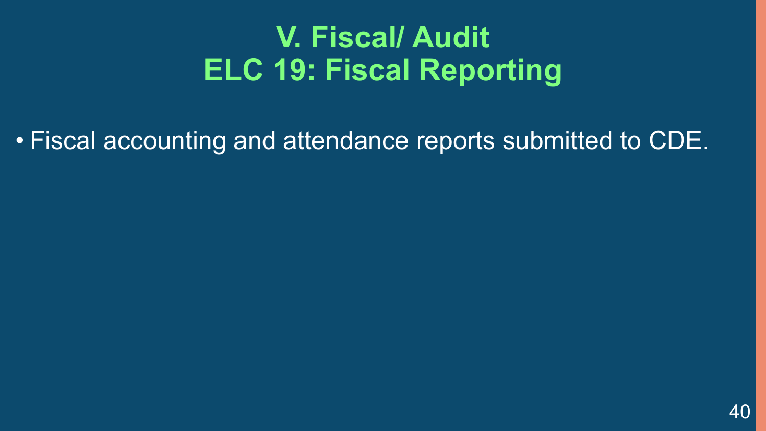# V. Fiscal/ Audit
# ELC 19: Fiscal Reporting

- Fiscal accounting and attendance reports submitted to CDE.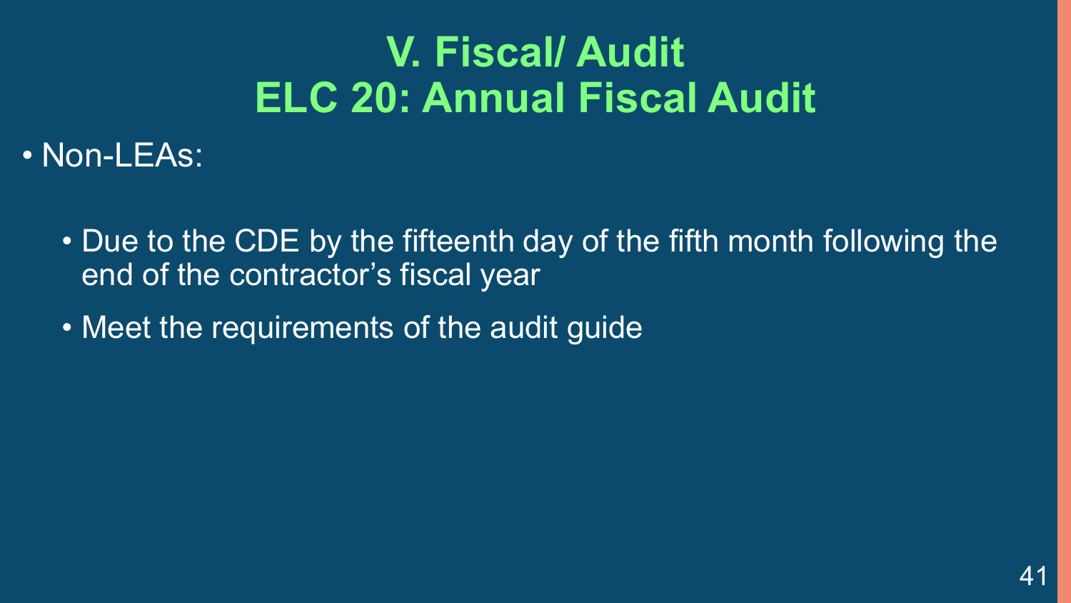# V. Fiscal/ Audit
# ELC 20: Annual Fiscal Audit

- Non-LEAs:
  - Due to the CDE by the fifteenth day of the fifth month following the end of the contractor’s fiscal year
  - Meet the requirements of the audit guide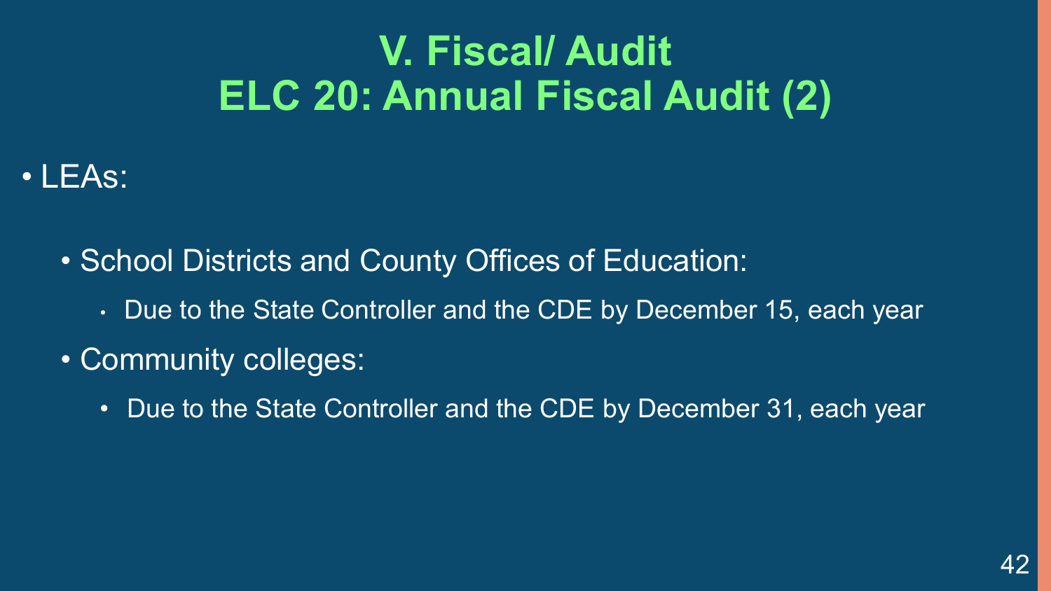# V. Fiscal/ Audit
# ELC 20: Annual Fiscal Audit (2)

- LEAs:
  - School Districts and County Offices of Education:
    - Due to the State Controller and the CDE by December 15, each year
  - Community colleges:
    - Due to the State Controller and the CDE by December 31, each year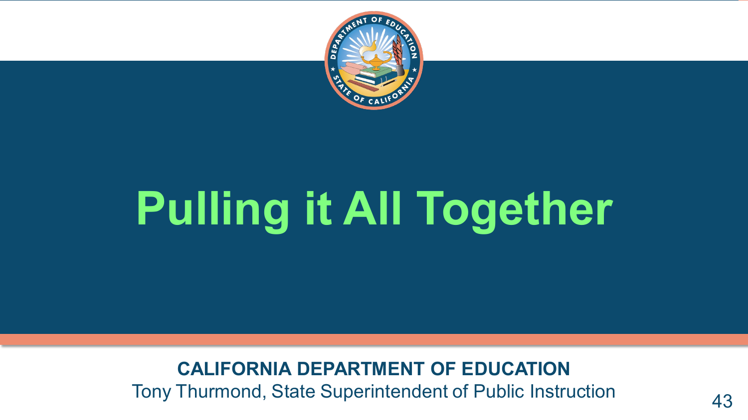# Pulling it All Together

**CALIFORNIA DEPARTMENT OF EDUCATION**
Tony Thurmond, State Superintendent of Public Instruction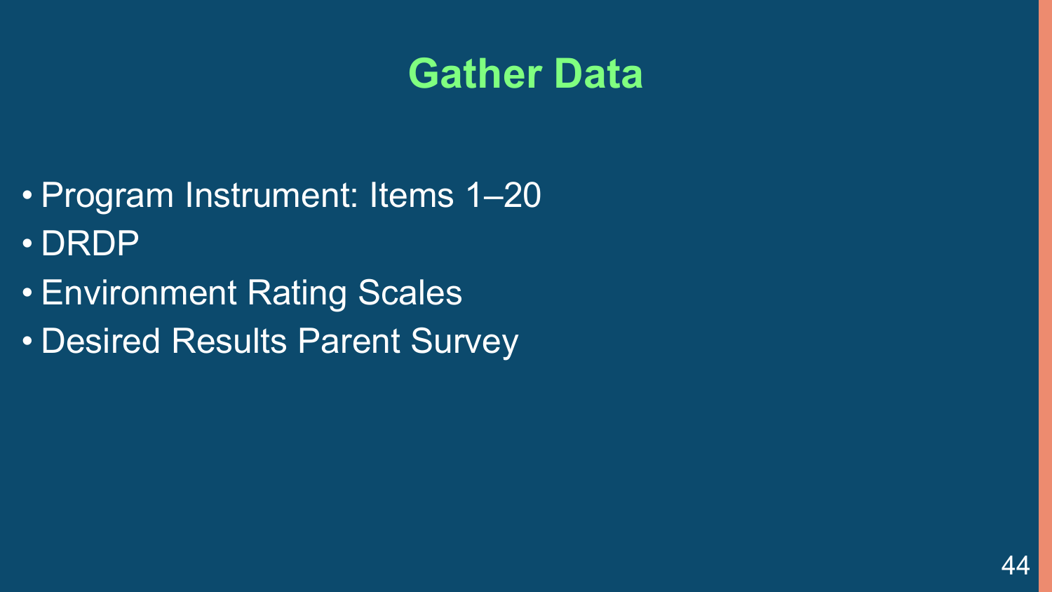# Gather Data

- Program Instrument: Items 1–20
- DRDP
- Environment Rating Scales
- Desired Results Parent Survey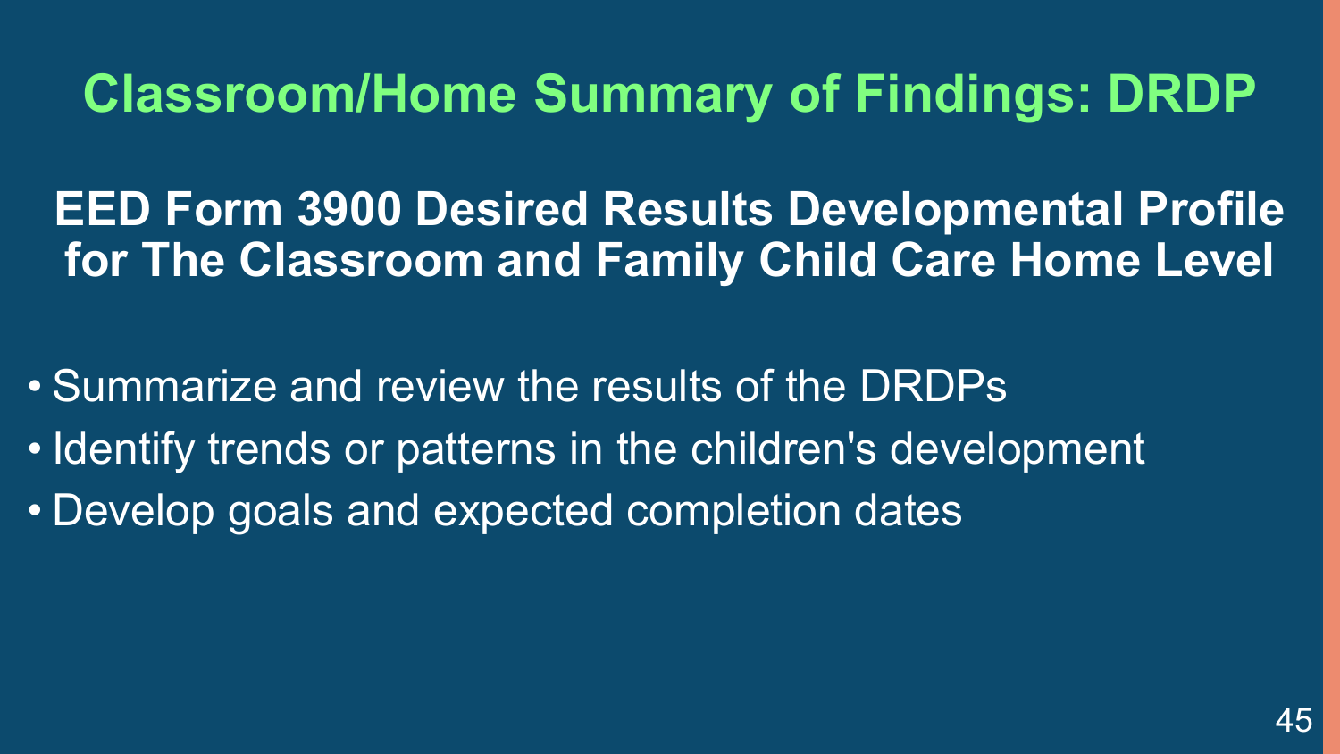# Classroom/Home Summary of Findings: DRDP

## EED Form 3900 Desired Results Developmental Profile for The Classroom and Family Child Care Home Level

- Summarize and review the results of the DRDPs
- Identify trends or patterns in the children's development
- Develop goals and expected completion dates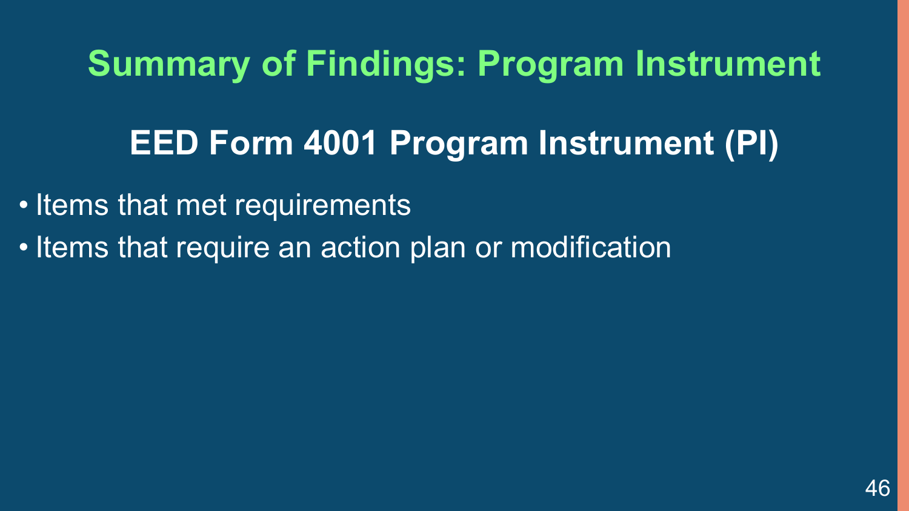# Summary of Findings: Program Instrument

## EED Form 4001 Program Instrument (PI)

- Items that met requirements
- Items that require an action plan or modification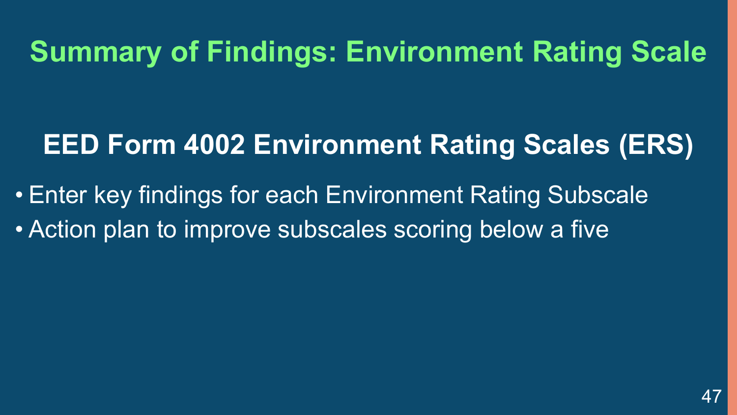# Summary of Findings: Environment Rating Scale

## EED Form 4002 Environment Rating Scales (ERS)

- Enter key findings for each Environment Rating Subscale
- Action plan to improve subscales scoring below a five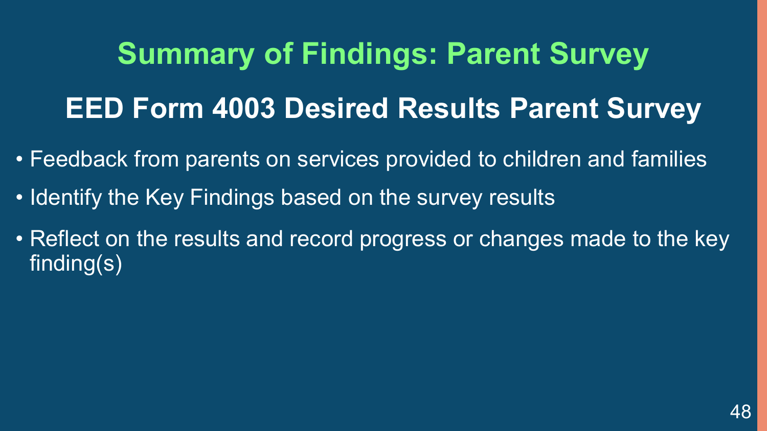# Summary of Findings: Parent Survey

## EED Form 4003 Desired Results Parent Survey

- Feedback from parents on services provided to children and families
- Identify the Key Findings based on the survey results
- Reflect on the results and record progress or changes made to the key finding(s)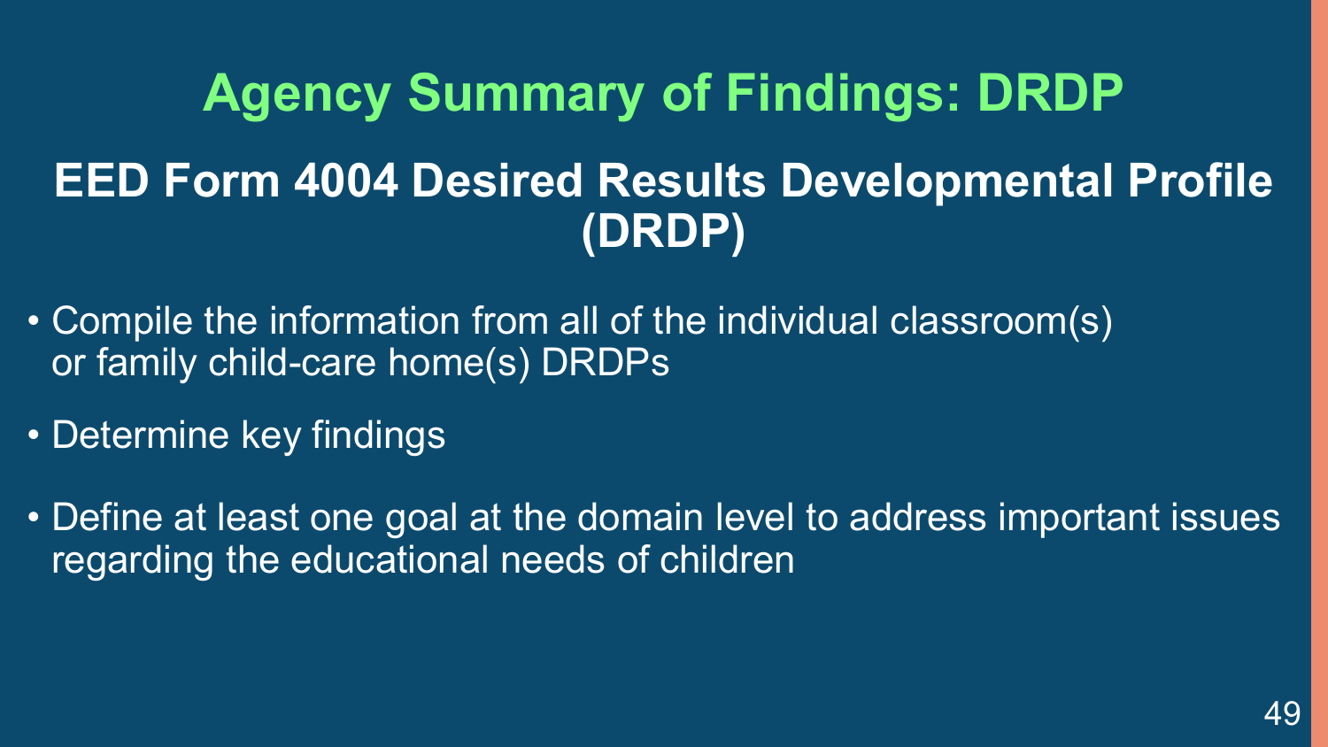# Agency Summary of Findings: DRDP

## EED Form 4004 Desired Results Developmental Profile (DRDP)

- Compile the information from all of the individual classroom(s) or family child-care home(s) DRDPs
- Determine key findings
- Define at least one goal at the domain level to address important issues regarding the educational needs of children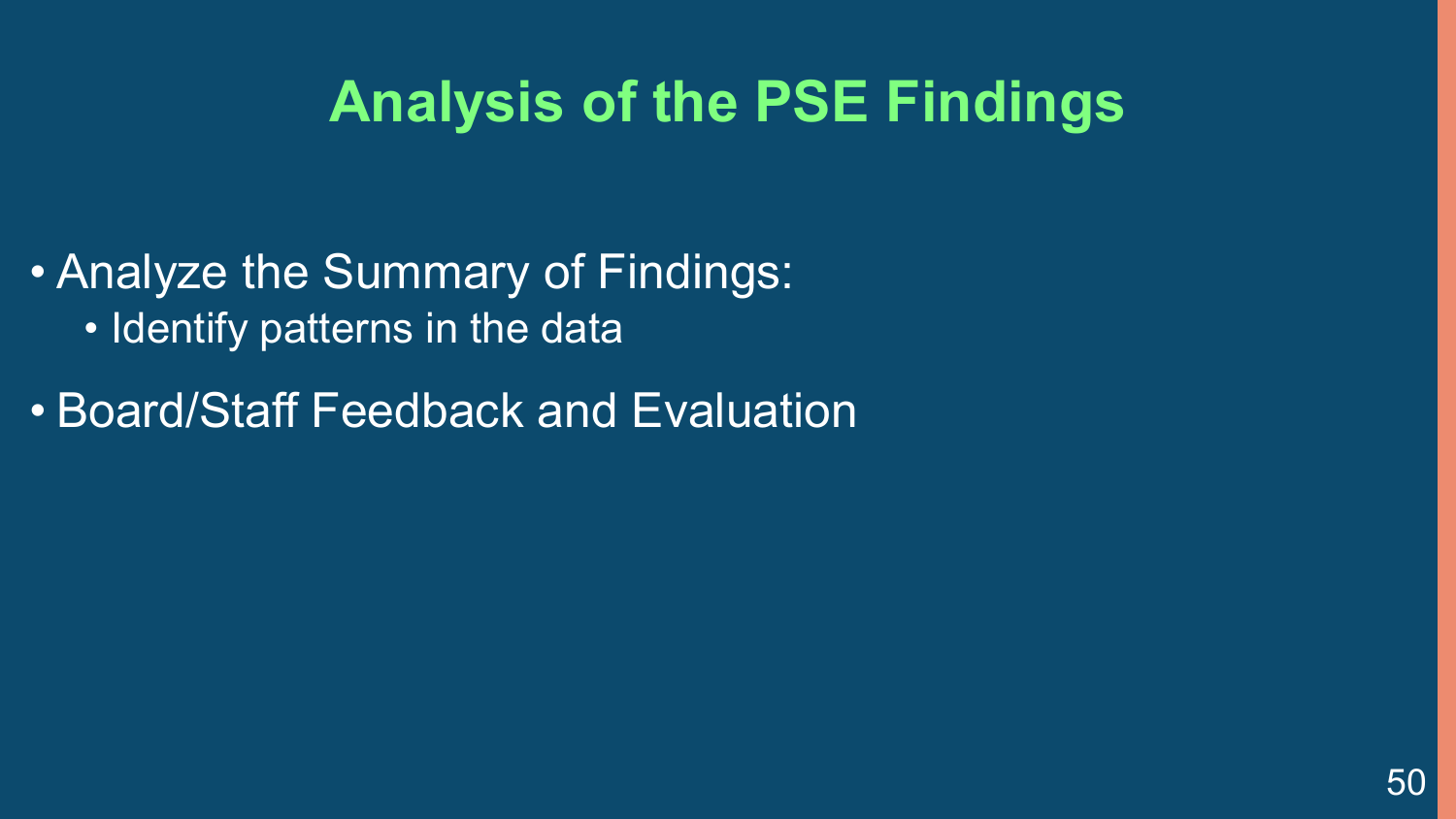# Analysis of the PSE Findings

- Analyze the Summary of Findings:
  - Identify patterns in the data
- Board/Staff Feedback and Evaluation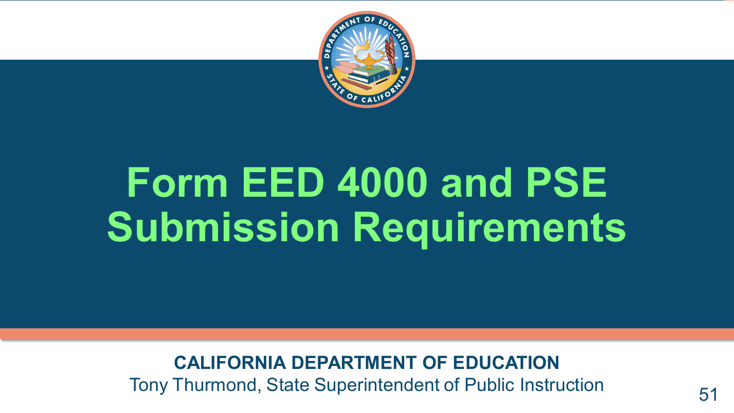# Form EED 4000 and PSE Submission Requirements

**CALIFORNIA DEPARTMENT OF EDUCATION**

Tony Thurmond, State Superintendent of Public Instruction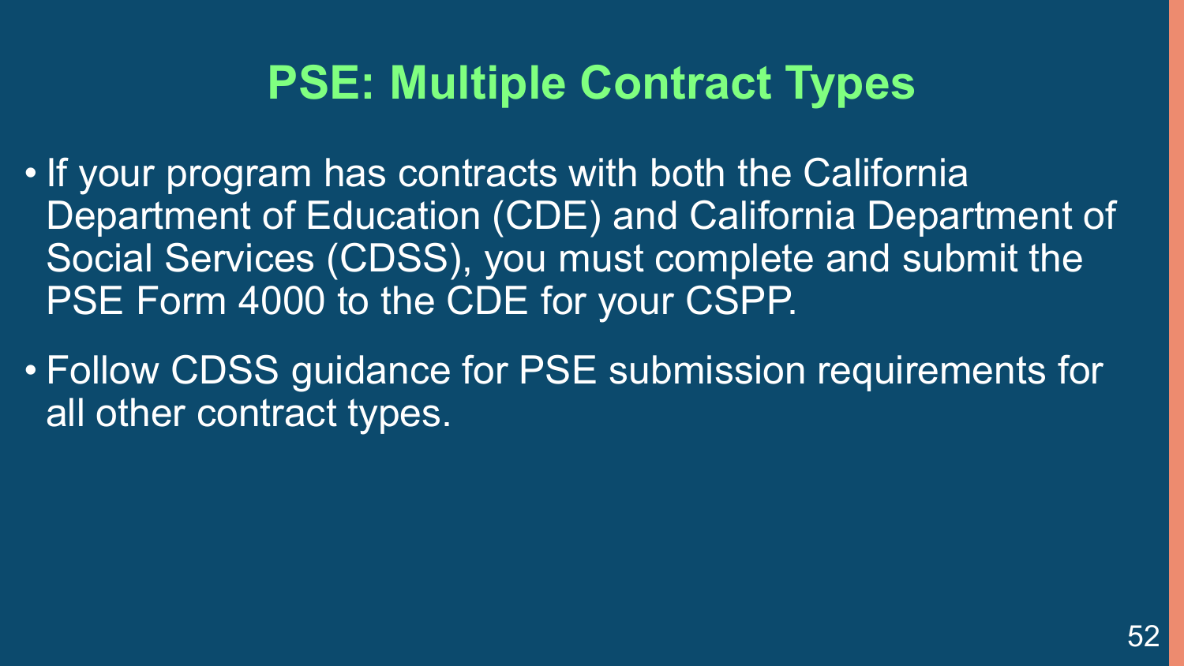# PSE: Multiple Contract Types

- If your program has contracts with both the California Department of Education (CDE) and California Department of Social Services (CDSS), you must complete and submit the PSE Form 4000 to the CDE for your CSPP.
- Follow CDSS guidance for PSE submission requirements for all other contract types.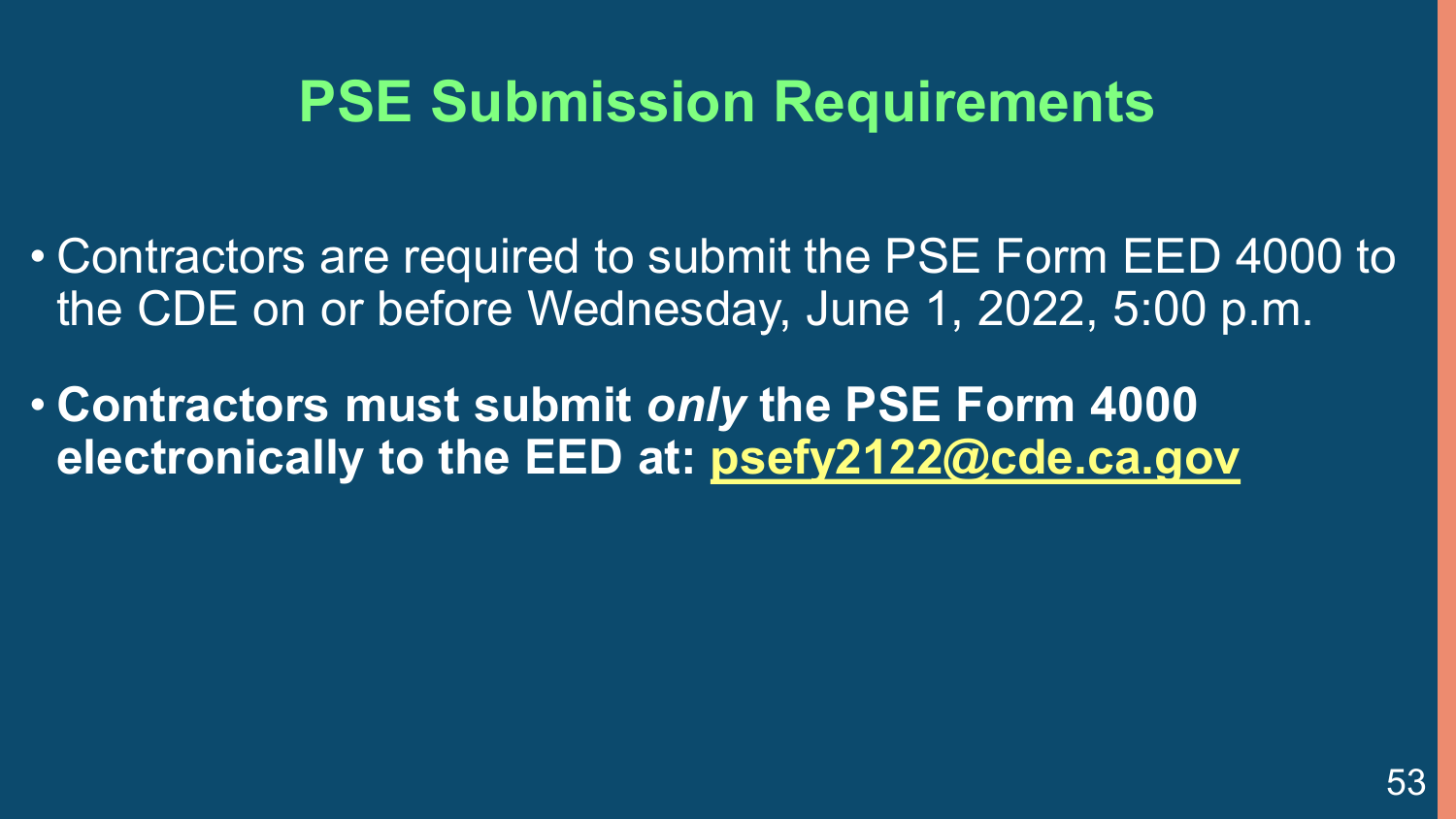# PSE Submission Requirements

- Contractors are required to submit the PSE Form EED 4000 to the CDE on or before Wednesday, June 1, 2022, 5:00 p.m.
- **Contractors must submit *only* the PSE Form 4000 electronically to the EED at: psefy2122@cde.ca.gov**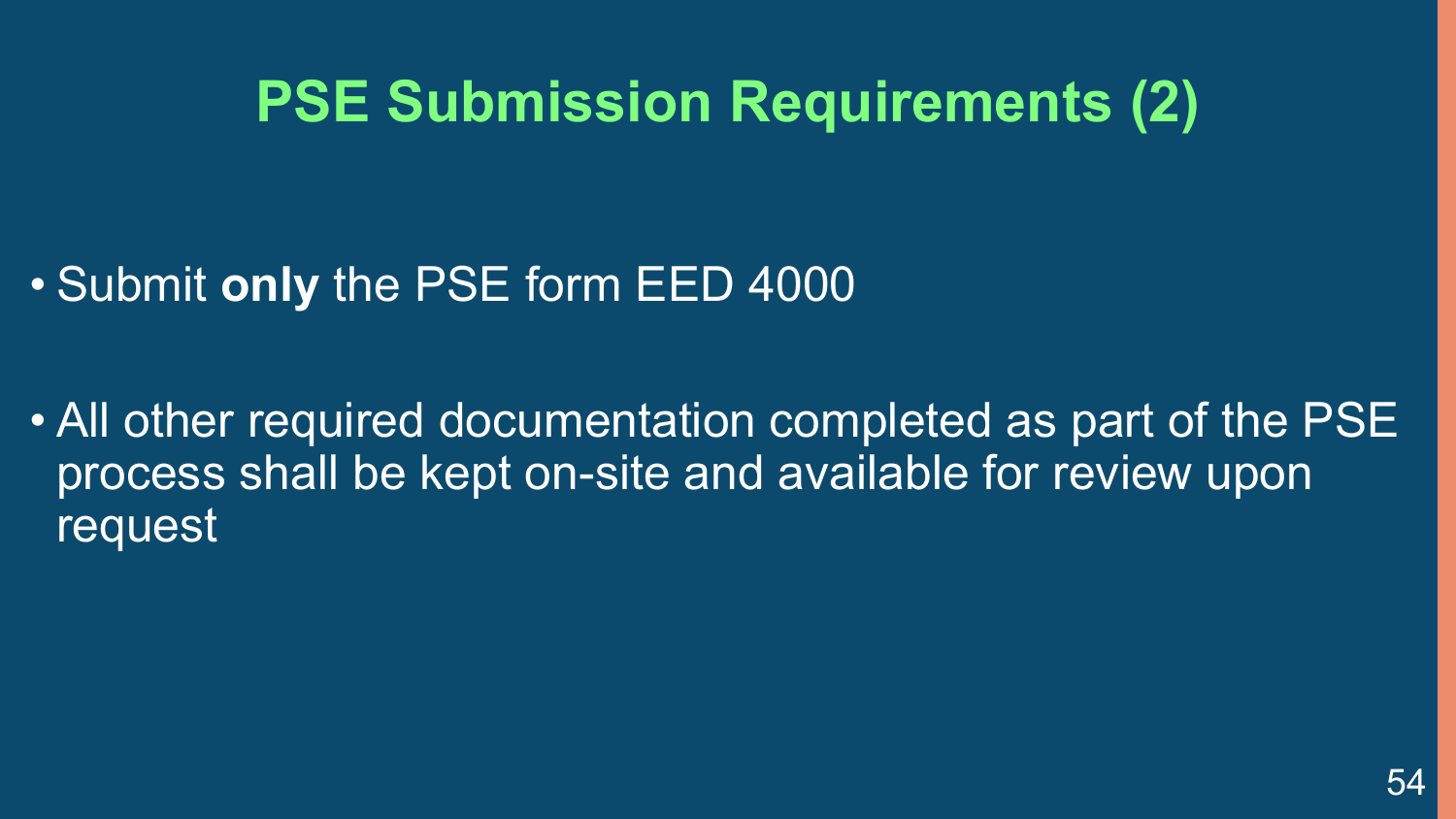# PSE Submission Requirements (2)

- Submit **only** the PSE form EED 4000
- All other required documentation completed as part of the PSE process shall be kept on-site and available for review upon request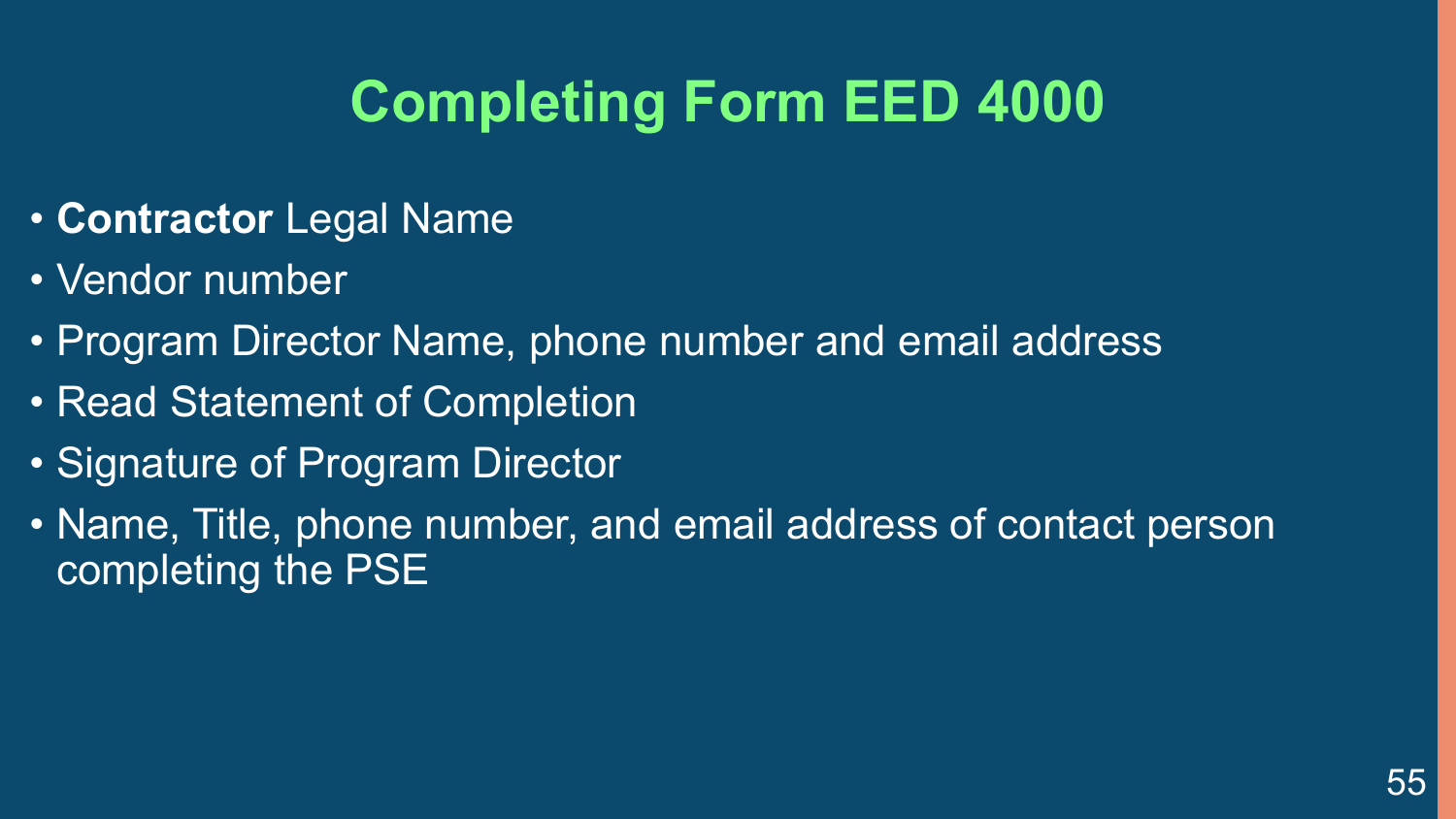# Completing Form EED 4000

- **Contractor** Legal Name
- Vendor number
- Program Director Name, phone number and email address
- Read Statement of Completion
- Signature of Program Director
- Name, Title, phone number, and email address of contact person completing the PSE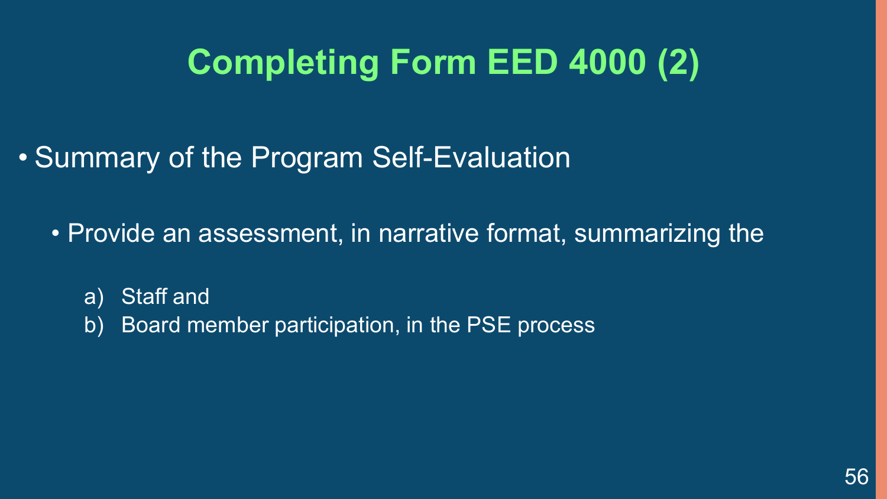# Completing Form EED 4000 (2)

- Summary of the Program Self-Evaluation
  - Provide an assessment, in narrative format, summarizing the
    a) Staff and
    b) Board member participation, in the PSE process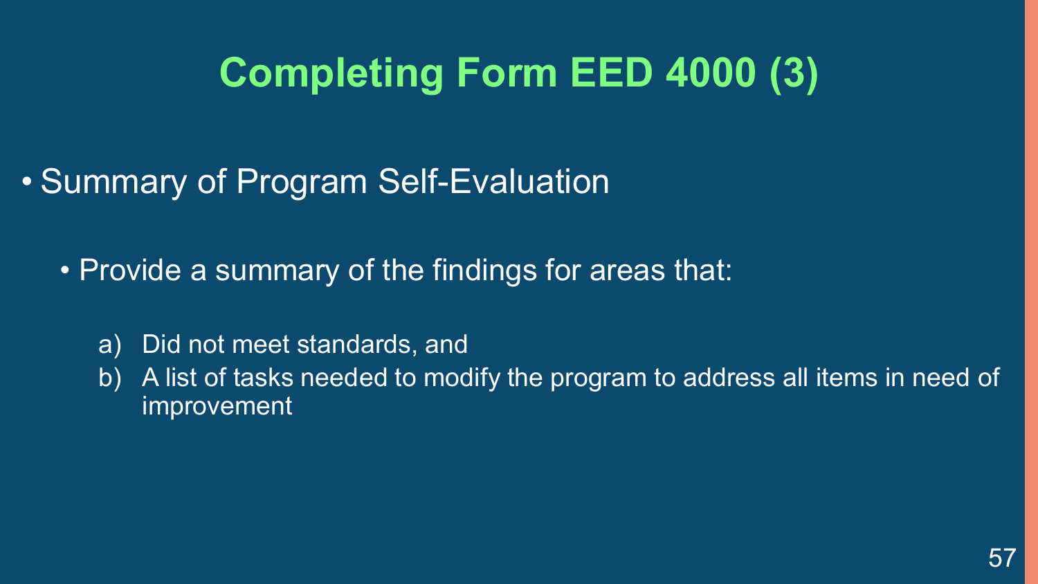# Completing Form EED 4000 (3)

- Summary of Program Self-Evaluation
  - Provide a summary of the findings for areas that:
    a) Did not meet standards, and
    b) A list of tasks needed to modify the program to address all items in need of improvement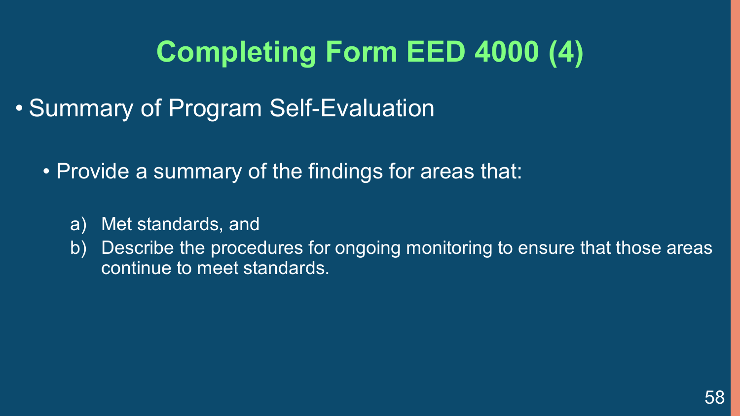# Completing Form EED 4000 (4)

- Summary of Program Self-Evaluation
  - Provide a summary of the findings for areas that:
    a) Met standards, and
    b) Describe the procedures for ongoing monitoring to ensure that those areas continue to meet standards.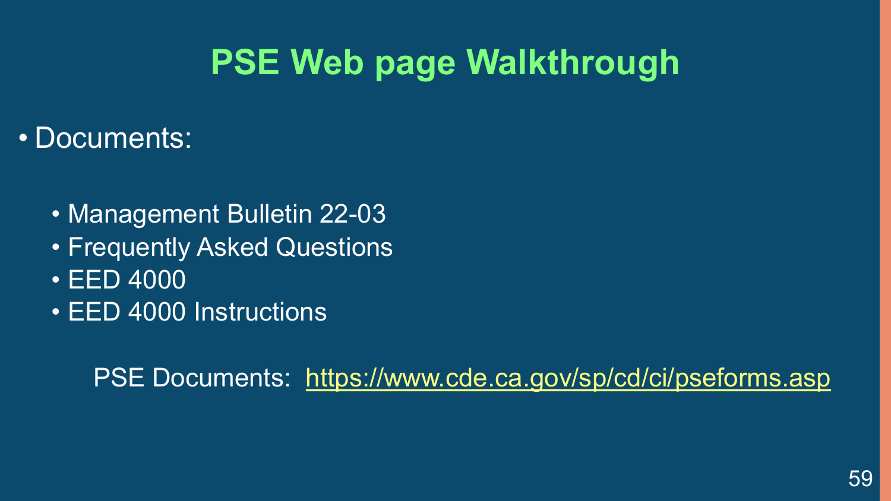# PSE Web page Walkthrough

- Documents:
  - Management Bulletin 22-03
  - Frequently Asked Questions
  - EED 4000
  - EED 4000 Instructions

PSE Documents: https://www.cde.ca.gov/sp/cd/ci/pseforms.asp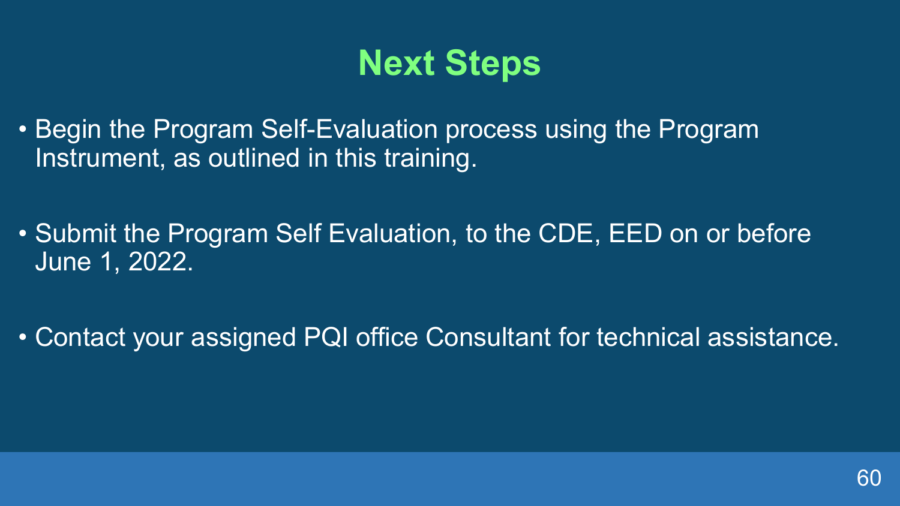# Next Steps

- Begin the Program Self-Evaluation process using the Program Instrument, as outlined in this training.

- Submit the Program Self Evaluation, to the CDE, EED on or before June 1, 2022.

- Contact your assigned PQI office Consultant for technical assistance.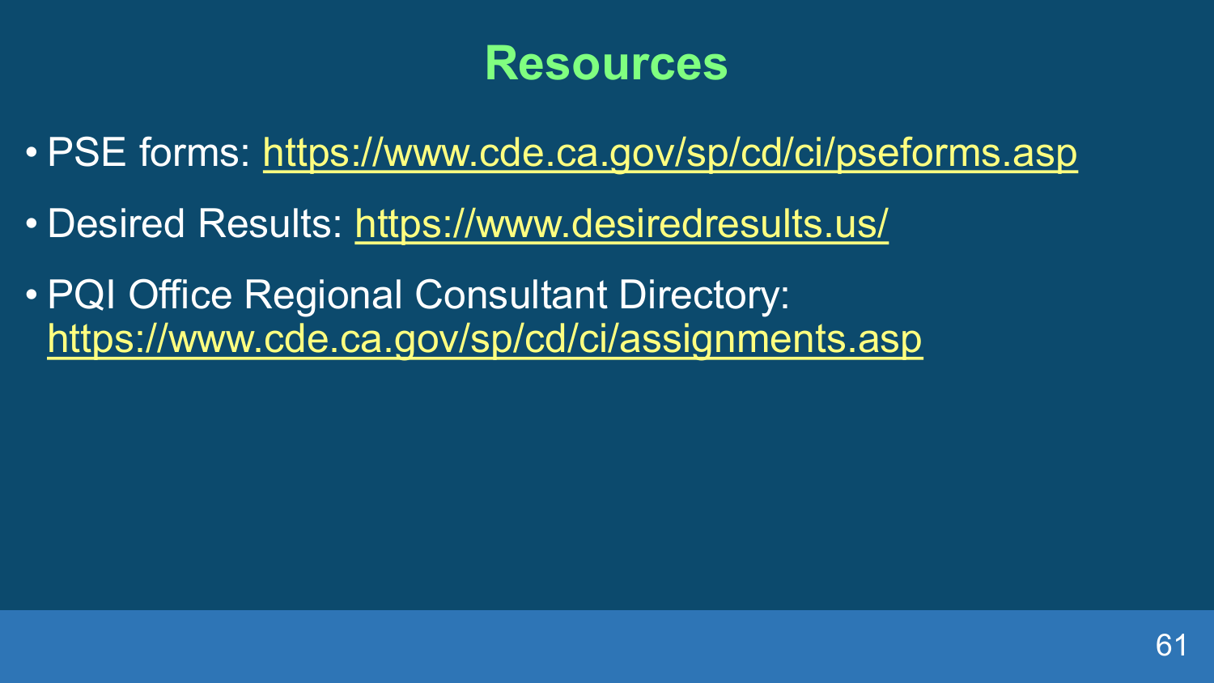# Resources

- PSE forms: https://www.cde.ca.gov/sp/cd/ci/pseforms.asp
- Desired Results: https://www.desiredresults.us/
- PQI Office Regional Consultant Directory: https://www.cde.ca.gov/sp/cd/ci/assignments.asp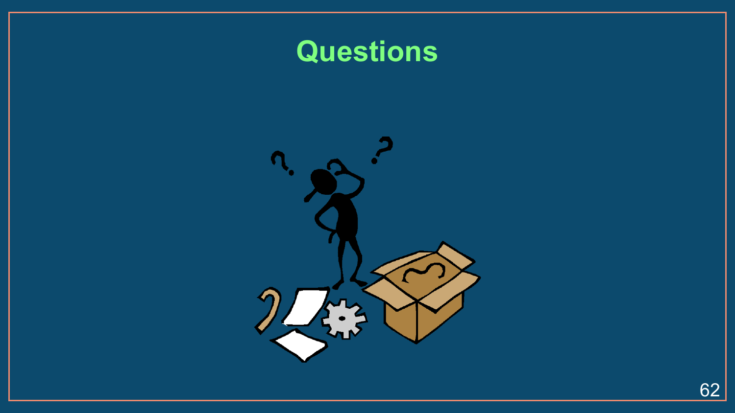# Questions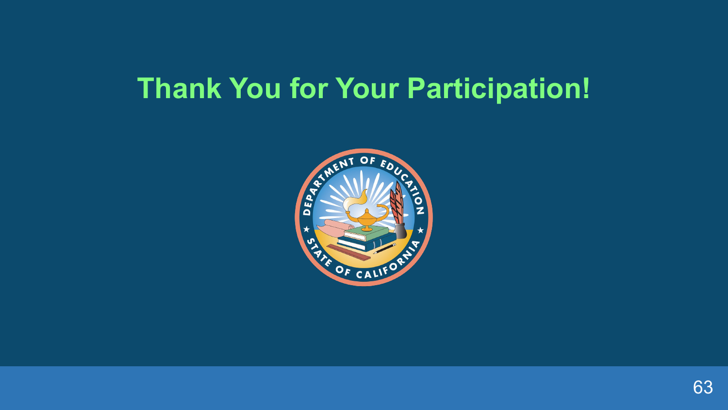# Thank You for Your Participation!